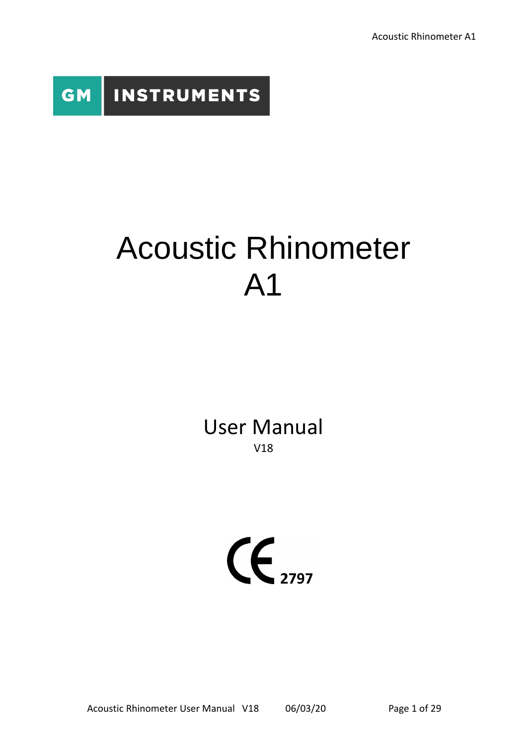GM INSTRUMENTS

# Acoustic Rhinometer A1

## User Manual

V18

CE 2797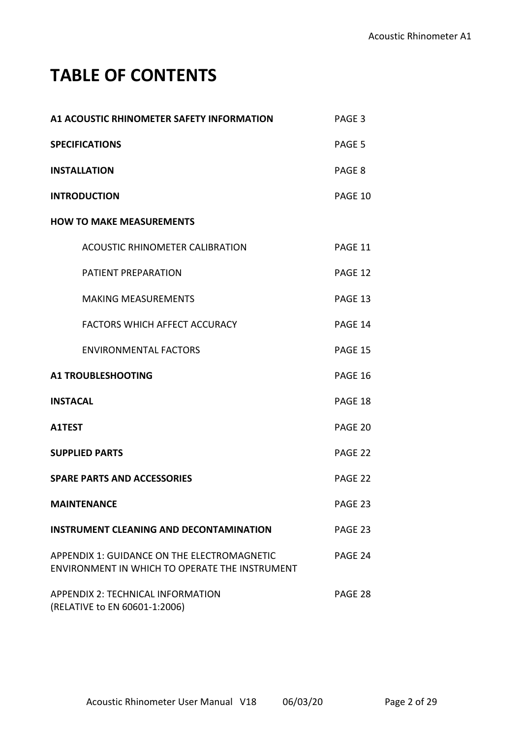# TABLE OF CONTENTS

| | |
|---|---|
| **A1 ACOUSTIC RHINOMETER SAFETY INFORMATION** | PAGE 3 |
| **SPECIFICATIONS** | PAGE 5 |
| **INSTALLATION** | PAGE 8 |
| **INTRODUCTION** | PAGE 10 |
| **HOW TO MAKE MEASUREMENTS** | |
| ACOUSTIC RHINOMETER CALIBRATION | PAGE 11 |
| PATIENT PREPARATION | PAGE 12 |
| MAKING MEASUREMENTS | PAGE 13 |
| FACTORS WHICH AFFECT ACCURACY | PAGE 14 |
| ENVIRONMENTAL FACTORS | PAGE 15 |
| **A1 TROUBLESHOOTING** | PAGE 16 |
| **INSTACAL** | PAGE 18 |
| **A1TEST** | PAGE 20 |
| **SUPPLIED PARTS** | PAGE 22 |
| **SPARE PARTS AND ACCESSORIES** | PAGE 22 |
| **MAINTENANCE** | PAGE 23 |
| **INSTRUMENT CLEANING AND DECONTAMINATION** | PAGE 23 |
| APPENDIX 1: GUIDANCE ON THE ELECTROMAGNETIC ENVIRONMENT IN WHICH TO OPERATE THE INSTRUMENT | PAGE 24 |
| APPENDIX 2: TECHNICAL INFORMATION (RELATIVE to EN 60601-1:2006) | PAGE 28 |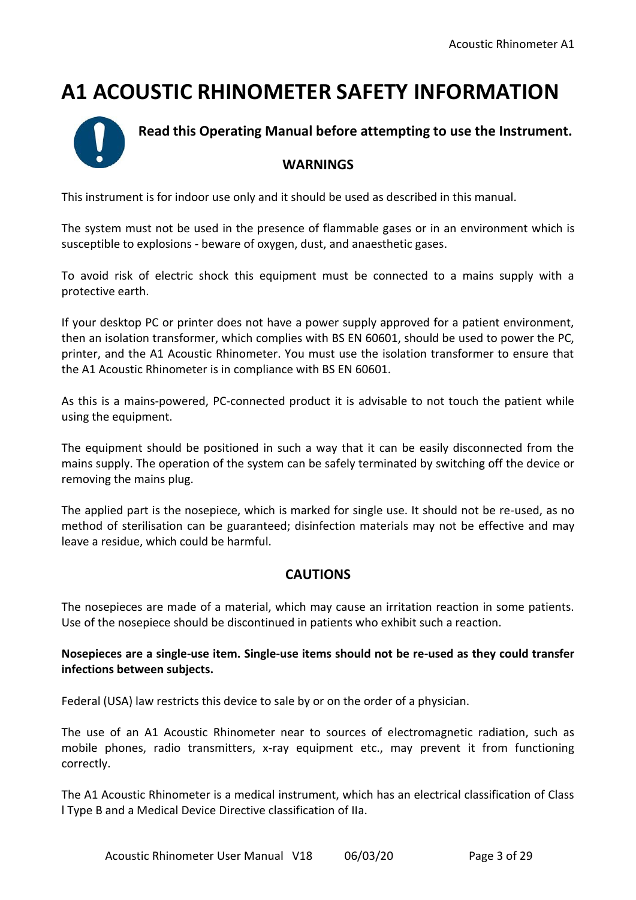# A1 ACOUSTIC RHINOMETER SAFETY INFORMATION

**Read this Operating Manual before attempting to use the Instrument.**

## WARNINGS

This instrument is for indoor use only and it should be used as described in this manual.

The system must not be used in the presence of flammable gases or in an environment which is susceptible to explosions - beware of oxygen, dust, and anaesthetic gases.

To avoid risk of electric shock this equipment must be connected to a mains supply with a protective earth.

If your desktop PC or printer does not have a power supply approved for a patient environment, then an isolation transformer, which complies with BS EN 60601, should be used to power the PC, printer, and the A1 Acoustic Rhinometer. You must use the isolation transformer to ensure that the A1 Acoustic Rhinometer is in compliance with BS EN 60601.

As this is a mains-powered, PC-connected product it is advisable to not touch the patient while using the equipment.

The equipment should be positioned in such a way that it can be easily disconnected from the mains supply. The operation of the system can be safely terminated by switching off the device or removing the mains plug.

The applied part is the nosepiece, which is marked for single use. It should not be re-used, as no method of sterilisation can be guaranteed; disinfection materials may not be effective and may leave a residue, which could be harmful.

## CAUTIONS

The nosepieces are made of a material, which may cause an irritation reaction in some patients. Use of the nosepiece should be discontinued in patients who exhibit such a reaction.

**Nosepieces are a single-use item. Single-use items should not be re-used as they could transfer infections between subjects.**

Federal (USA) law restricts this device to sale by or on the order of a physician.

The use of an A1 Acoustic Rhinometer near to sources of electromagnetic radiation, such as mobile phones, radio transmitters, x-ray equipment etc., may prevent it from functioning correctly.

The A1 Acoustic Rhinometer is a medical instrument, which has an electrical classification of Class l Type B and a Medical Device Directive classification of IIa.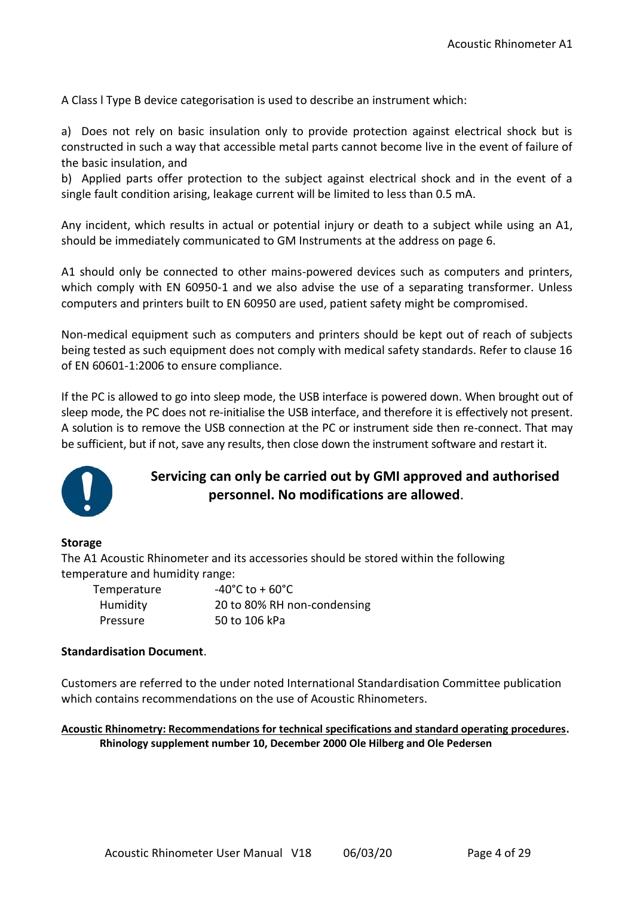A Class l Type B device categorisation is used to describe an instrument which:

a) Does not rely on basic insulation only to provide protection against electrical shock but is constructed in such a way that accessible metal parts cannot become live in the event of failure of the basic insulation, and
b) Applied parts offer protection to the subject against electrical shock and in the event of a single fault condition arising, leakage current will be limited to less than 0.5 mA.

Any incident, which results in actual or potential injury or death to a subject while using an A1, should be immediately communicated to GM Instruments at the address on page 6.

A1 should only be connected to other mains-powered devices such as computers and printers, which comply with EN 60950-1 and we also advise the use of a separating transformer. Unless computers and printers built to EN 60950 are used, patient safety might be compromised.

Non-medical equipment such as computers and printers should be kept out of reach of subjects being tested as such equipment does not comply with medical safety standards. Refer to clause 16 of EN 60601-1:2006 to ensure compliance.

If the PC is allowed to go into sleep mode, the USB interface is powered down. When brought out of sleep mode, the PC does not re-initialise the USB interface, and therefore it is effectively not present. A solution is to remove the USB connection at the PC or instrument side then re-connect. That may be sufficient, but if not, save any results, then close down the instrument software and restart it.

**Servicing can only be carried out by GMI approved and authorised personnel. No modifications are allowed**.

**Storage**

The A1 Acoustic Rhinometer and its accessories should be stored within the following temperature and humidity range:

| | |
|---|---|
| Temperature | -40°C to + 60°C |
| Humidity | 20 to 80% RH non-condensing |
| Pressure | 50 to 106 kPa |

**Standardisation Document**.

Customers are referred to the under noted International Standardisation Committee publication which contains recommendations on the use of Acoustic Rhinometers.

**Acoustic Rhinometry: Recommendations for technical specifications and standard operating procedures.**
**Rhinology supplement number 10, December 2000 Ole Hilberg and Ole Pedersen**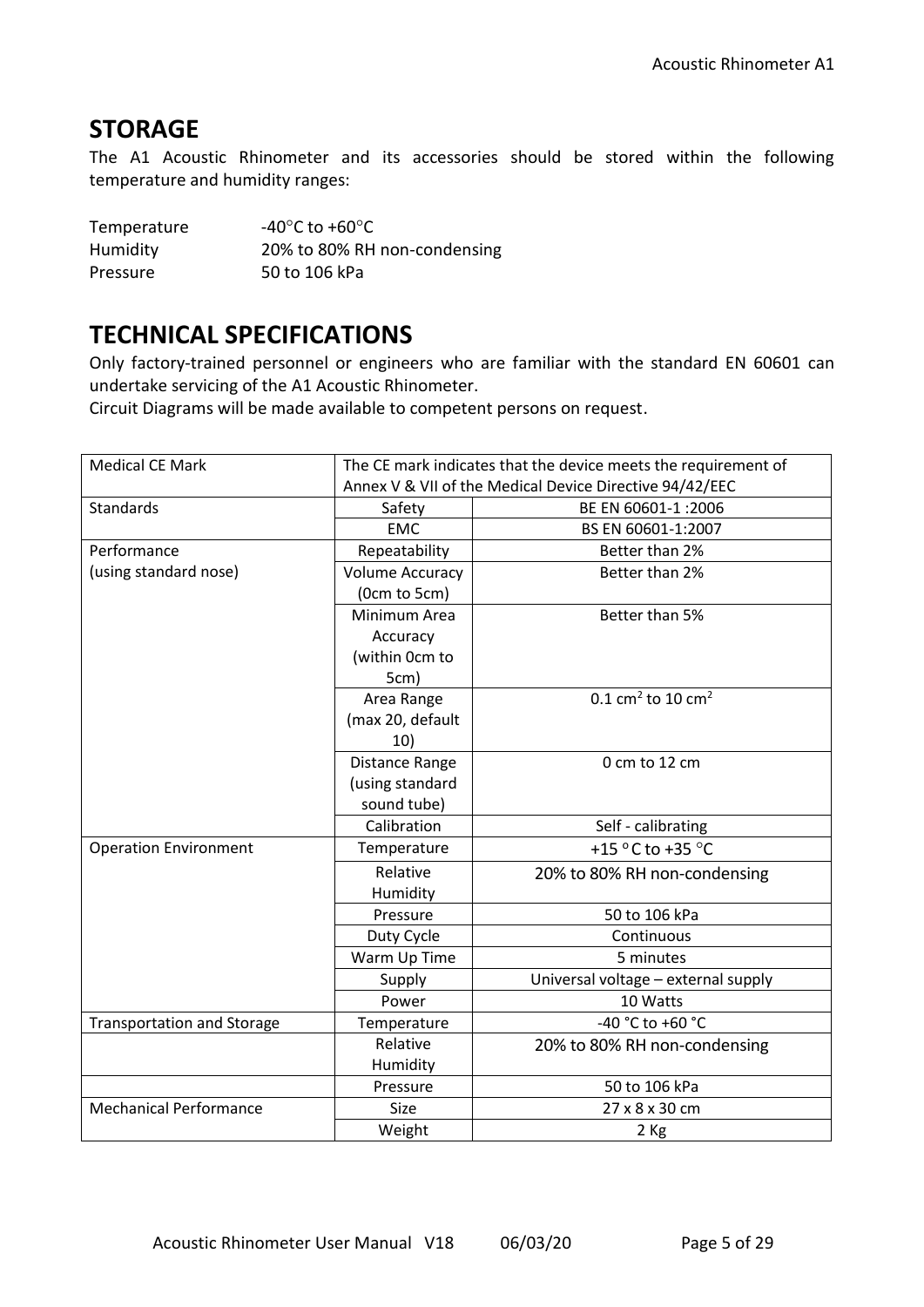## STORAGE

The A1 Acoustic Rhinometer and its accessories should be stored within the following temperature and humidity ranges:

| | |
|---|---|
| Temperature | -40°C to +60°C |
| Humidity | 20% to 80% RH non-condensing |
| Pressure | 50 to 106 kPa |

## TECHNICAL SPECIFICATIONS

Only factory-trained personnel or engineers who are familiar with the standard EN 60601 can undertake servicing of the A1 Acoustic Rhinometer.
Circuit Diagrams will be made available to competent persons on request.

| | | |
|---|---|---|
| Medical CE Mark | The CE mark indicates that the device meets the requirement of Annex V & VII of the Medical Device Directive 94/42/EEC | |
| Standards | Safety | BE EN 60601-1 :2006 |
| | EMC | BS EN 60601-1:2007 |
| Performance (using standard nose) | Repeatability | Better than 2% |
| | Volume Accuracy (0cm to 5cm) | Better than 2% |
| | Minimum Area Accuracy (within 0cm to 5cm) | Better than 5% |
| | Area Range (max 20, default 10) | 0.1 $cm^2$ to 10 $cm^2$ |
| | Distance Range (using standard sound tube) | 0 cm to 12 cm |
| | Calibration | Self - calibrating |
| Operation Environment | Temperature | +15 °C to +35 °C |
| | Relative Humidity | 20% to 80% RH non-condensing |
| | Pressure | 50 to 106 kPa |
| | Duty Cycle | Continuous |
| | Warm Up Time | 5 minutes |
| | Supply | Universal voltage – external supply |
| | Power | 10 Watts |
| Transportation and Storage | Temperature | -40 °C to +60 °C |
| | Relative Humidity | 20% to 80% RH non-condensing |
| | Pressure | 50 to 106 kPa |
| Mechanical Performance | Size | 27 x 8 x 30 cm |
| | Weight | 2 Kg |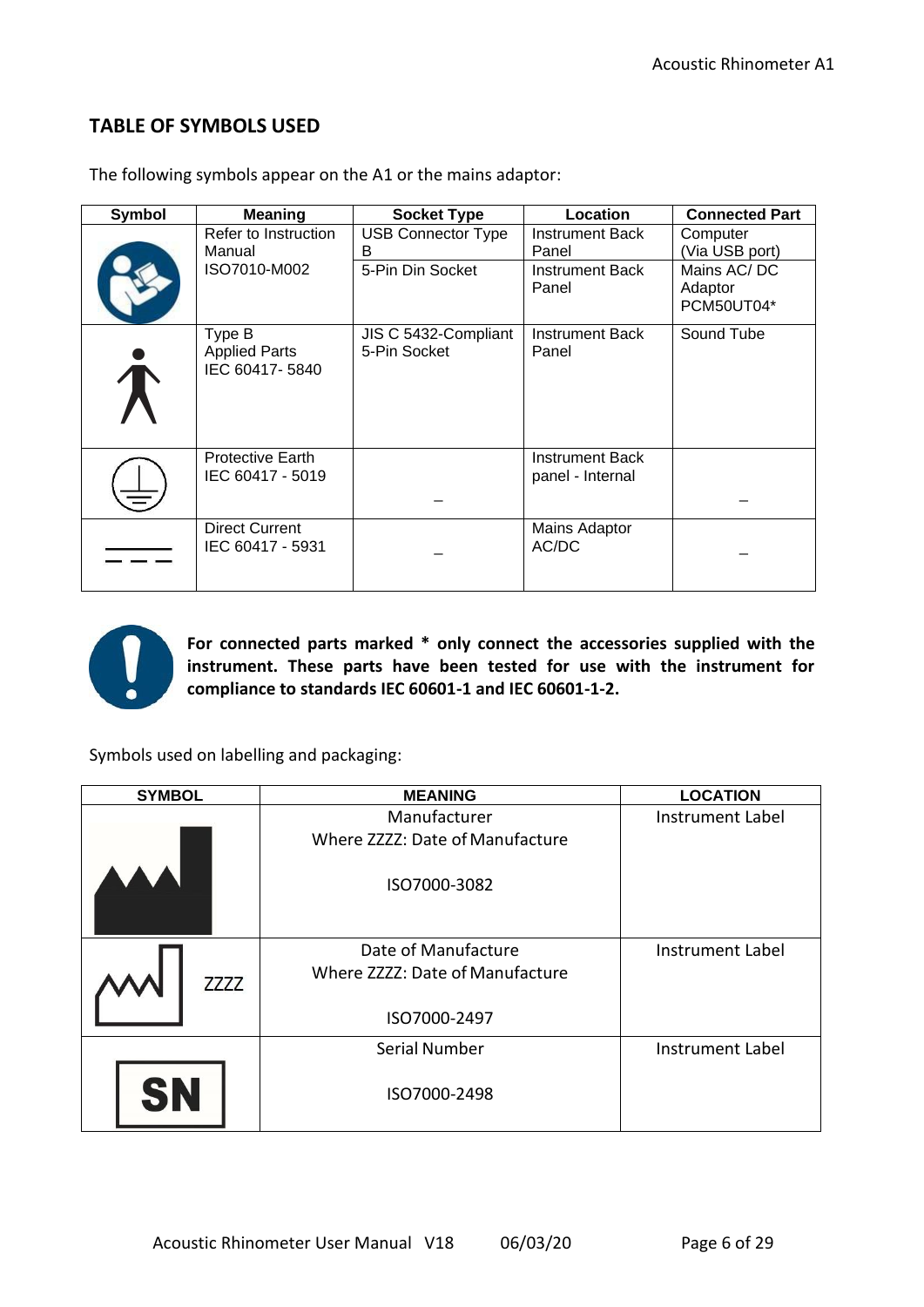## TABLE OF SYMBOLS USED

The following symbols appear on the A1 or the mains adaptor:

| Symbol | Meaning | Socket Type | Location | Connected Part |
|---|---|---|---|---|
| | Refer to Instruction Manual ISO7010-M002 | USB Connector Type B | Instrument Back Panel | Computer (Via USB port) |
| | | 5-Pin Din Socket | Instrument Back Panel | Mains AC/ DC Adaptor PCM50UT04* |
| | Type B Applied Parts IEC 60417- 5840 | JIS C 5432-Compliant 5-Pin Socket | Instrument Back Panel | Sound Tube |
| | Protective Earth IEC 60417 - 5019 | – | Instrument Back panel - Internal | – |
| | Direct Current IEC 60417 - 5931 | – | Mains Adaptor AC/DC | – |

**For connected parts marked * only connect the accessories supplied with the instrument. These parts have been tested for use with the instrument for compliance to standards IEC 60601-1 and IEC 60601-1-2.**

Symbols used on labelling and packaging:

| SYMBOL | MEANING | LOCATION |
|---|---|---|
| | Manufacturer<br>Where ZZZZ: Date of Manufacture<br><br>ISO7000-3082 | Instrument Label |
| ZZZZ | Date of Manufacture<br>Where ZZZZ: Date of Manufacture<br><br>ISO7000-2497 | Instrument Label |
| SN | Serial Number<br><br>ISO7000-2498 | Instrument Label |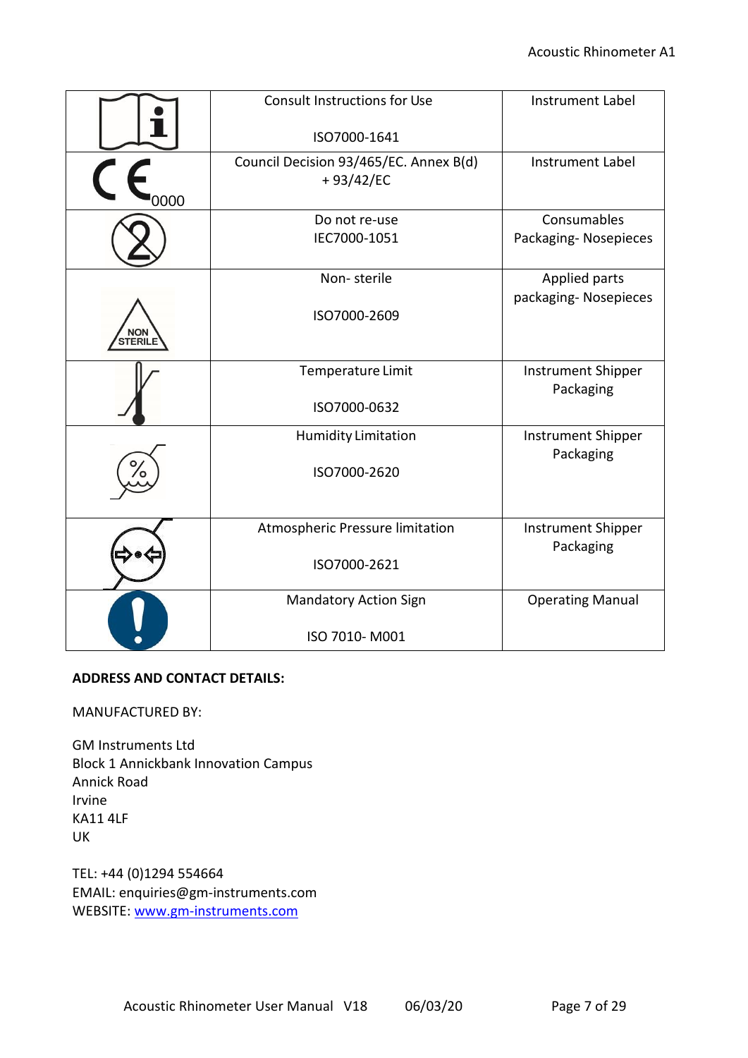| | | |
|---|---|---|
| | Consult Instructions for Use<br><br>ISO7000-1641 | Instrument Label |
| 0000 | Council Decision 93/465/EC. Annex B(d) + 93/42/EC | Instrument Label |
| | Do not re-use<br>IEC7000-1051 | Consumables Packaging- Nosepieces |
| NON STERILE | Non- sterile<br><br>ISO7000-2609 | Applied parts packaging- Nosepieces |
| | Temperature Limit<br><br>ISO7000-0632 | Instrument Shipper Packaging |
| | Humidity Limitation<br><br>ISO7000-2620 | Instrument Shipper Packaging |
| | Atmospheric Pressure limitation<br><br>ISO7000-2621 | Instrument Shipper Packaging |
| | Mandatory Action Sign<br><br>ISO 7010- M001 | Operating Manual |

**ADDRESS AND CONTACT DETAILS:**

MANUFACTURED BY:

GM Instruments Ltd
Block 1 Annickbank Innovation Campus
Annick Road
Irvine
KA11 4LF
UK

TEL: +44 (0)1294 554664
EMAIL: enquiries@gm-instruments.com
WEBSITE: www.gm-instruments.com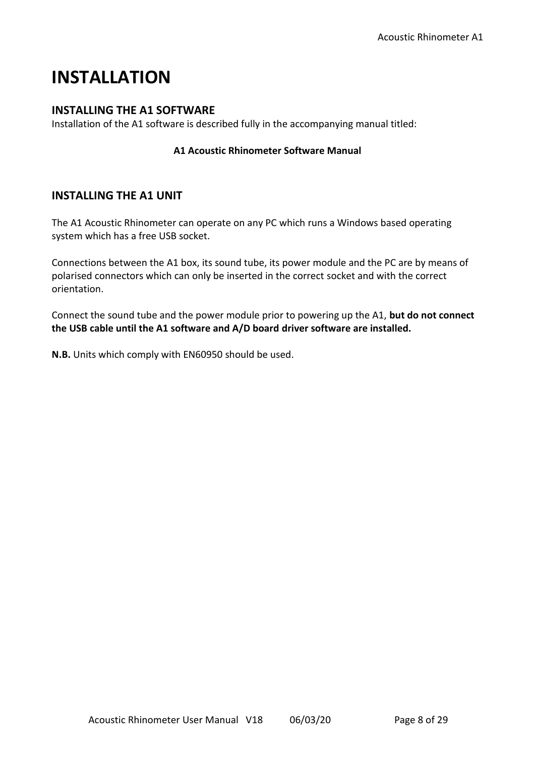# INSTALLATION

## INSTALLING THE A1 SOFTWARE

Installation of the A1 software is described fully in the accompanying manual titled:

**A1 Acoustic Rhinometer Software Manual**

## INSTALLING THE A1 UNIT

The A1 Acoustic Rhinometer can operate on any PC which runs a Windows based operating system which has a free USB socket.

Connections between the A1 box, its sound tube, its power module and the PC are by means of polarised connectors which can only be inserted in the correct socket and with the correct orientation.

Connect the sound tube and the power module prior to powering up the A1, **but do not connect the USB cable until the A1 software and A/D board driver software are installed.**

**N.B.** Units which comply with EN60950 should be used.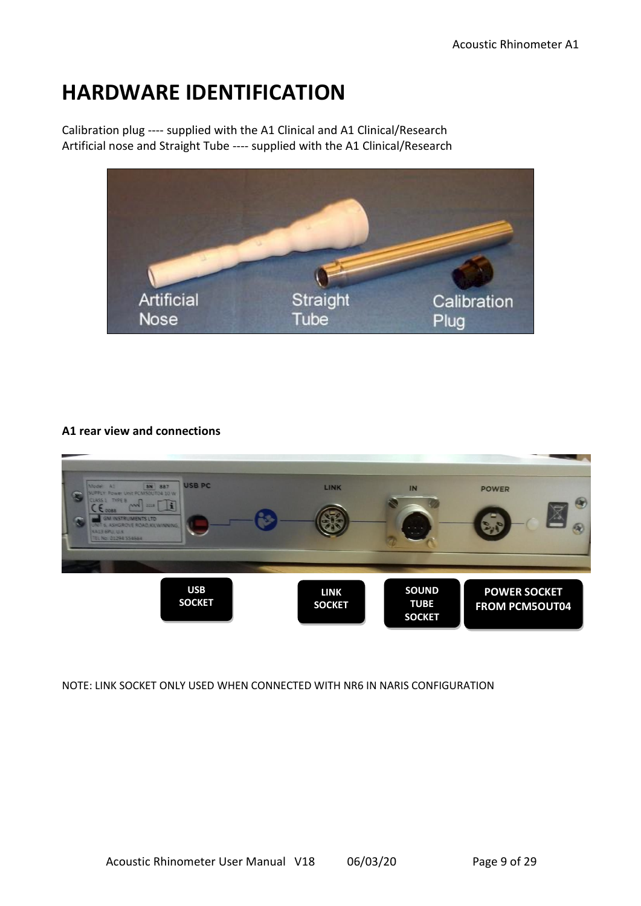# HARDWARE IDENTIFICATION

Calibration plug ---- supplied with the A1 Clinical and A1 Clinical/Research
Artificial nose and Straight Tube ---- supplied with the A1 Clinical/Research

Artificial Nose

Straight Tube

Calibration Plug

**A1 rear view and connections**

USB SOCKET

LINK SOCKET

SOUND TUBE SOCKET

POWER SOCKET FROM PCM5OUT04

NOTE: LINK SOCKET ONLY USED WHEN CONNECTED WITH NR6 IN NARIS CONFIGURATION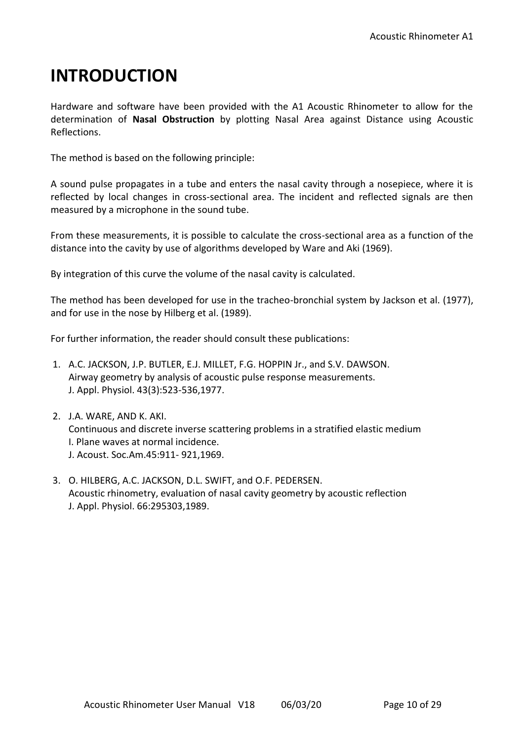# INTRODUCTION

Hardware and software have been provided with the A1 Acoustic Rhinometer to allow for the determination of **Nasal Obstruction** by plotting Nasal Area against Distance using Acoustic Reflections.

The method is based on the following principle:

A sound pulse propagates in a tube and enters the nasal cavity through a nosepiece, where it is reflected by local changes in cross-sectional area. The incident and reflected signals are then measured by a microphone in the sound tube.

From these measurements, it is possible to calculate the cross-sectional area as a function of the distance into the cavity by use of algorithms developed by Ware and Aki (1969).

By integration of this curve the volume of the nasal cavity is calculated.

The method has been developed for use in the tracheo-bronchial system by Jackson et al. (1977), and for use in the nose by Hilberg et al. (1989).

For further information, the reader should consult these publications:

1. A.C. JACKSON, J.P. BUTLER, E.J. MILLET, F.G. HOPPIN Jr., and S.V. DAWSON.
   Airway geometry by analysis of acoustic pulse response measurements.
   J. Appl. Physiol. 43(3):523-536,1977.

2. J.A. WARE, AND K. AKI.
   Continuous and discrete inverse scattering problems in a stratified elastic medium
   I. Plane waves at normal incidence.
   J. Acoust. Soc.Am.45:911- 921,1969.

3. O. HILBERG, A.C. JACKSON, D.L. SWIFT, and O.F. PEDERSEN.
   Acoustic rhinometry, evaluation of nasal cavity geometry by acoustic reflection
   J. Appl. Physiol. 66:295303,1989.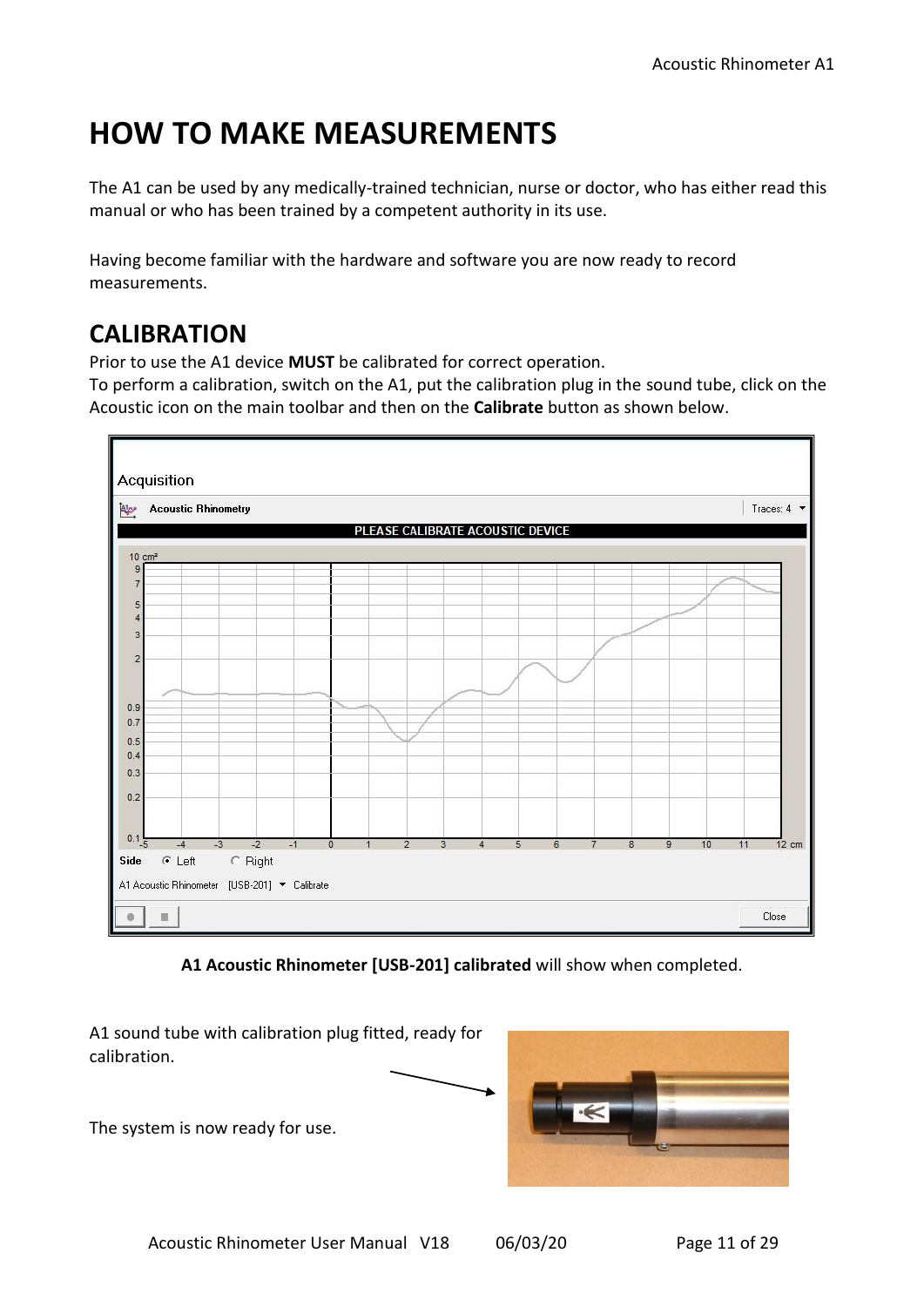# HOW TO MAKE MEASUREMENTS

The A1 can be used by any medically-trained technician, nurse or doctor, who has either read this manual or who has been trained by a competent authority in its use.

Having become familiar with the hardware and software you are now ready to record measurements.

## CALIBRATION

Prior to use the A1 device **MUST** be calibrated for correct operation.
To perform a calibration, switch on the A1, put the calibration plug in the sound tube, click on the Acoustic icon on the main toolbar and then on the **Calibrate** button as shown below.

Acquisition

Acoustic Rhinometry

Traces: 4

PLEASE CALIBRATE ACOUSTIC DEVICE

10 cm²
9
7
5
4
3
2
0.9
0.7
0.5
0.4
0.3
0.2
0.1

-5 -4 -3 -2 -1 0 1 2 3 4 5 6 7 8 9 10 11 12 cm

Side ● Left ○ Right

A1 Acoustic Rhinometer [USB-201] Calibrate

Close

**A1 Acoustic Rhinometer [USB-201] calibrated** will show when completed.

A1 sound tube with calibration plug fitted, ready for calibration.

The system is now ready for use.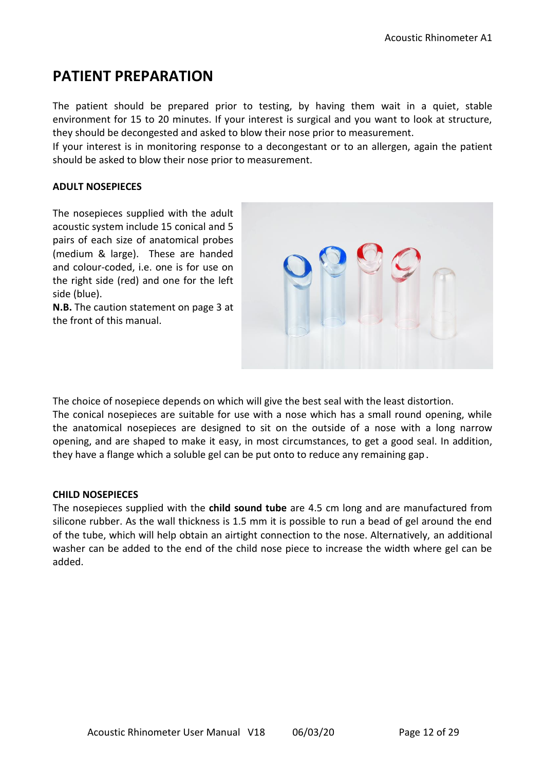# PATIENT PREPARATION

The patient should be prepared prior to testing, by having them wait in a quiet, stable environment for 15 to 20 minutes. If your interest is surgical and you want to look at structure, they should be decongested and asked to blow their nose prior to measurement.
If your interest is in monitoring response to a decongestant or to an allergen, again the patient should be asked to blow their nose prior to measurement.

### ADULT NOSEPIECES

The nosepieces supplied with the adult acoustic system include 15 conical and 5 pairs of each size of anatomical probes (medium & large). These are handed and colour-coded, i.e. one is for use on the right side (red) and one for the left side (blue).
**N.B.** The caution statement on page 3 at the front of this manual.

The choice of nosepiece depends on which will give the best seal with the least distortion.
The conical nosepieces are suitable for use with a nose which has a small round opening, while the anatomical nosepieces are designed to sit on the outside of a nose with a long narrow opening, and are shaped to make it easy, in most circumstances, to get a good seal. In addition, they have a flange which a soluble gel can be put onto to reduce any remaining gap.

### CHILD NOSEPIECES

The nosepieces supplied with the **child sound tube** are 4.5 cm long and are manufactured from silicone rubber. As the wall thickness is 1.5 mm it is possible to run a bead of gel around the end of the tube, which will help obtain an airtight connection to the nose. Alternatively, an additional washer can be added to the end of the child nose piece to increase the width where gel can be added.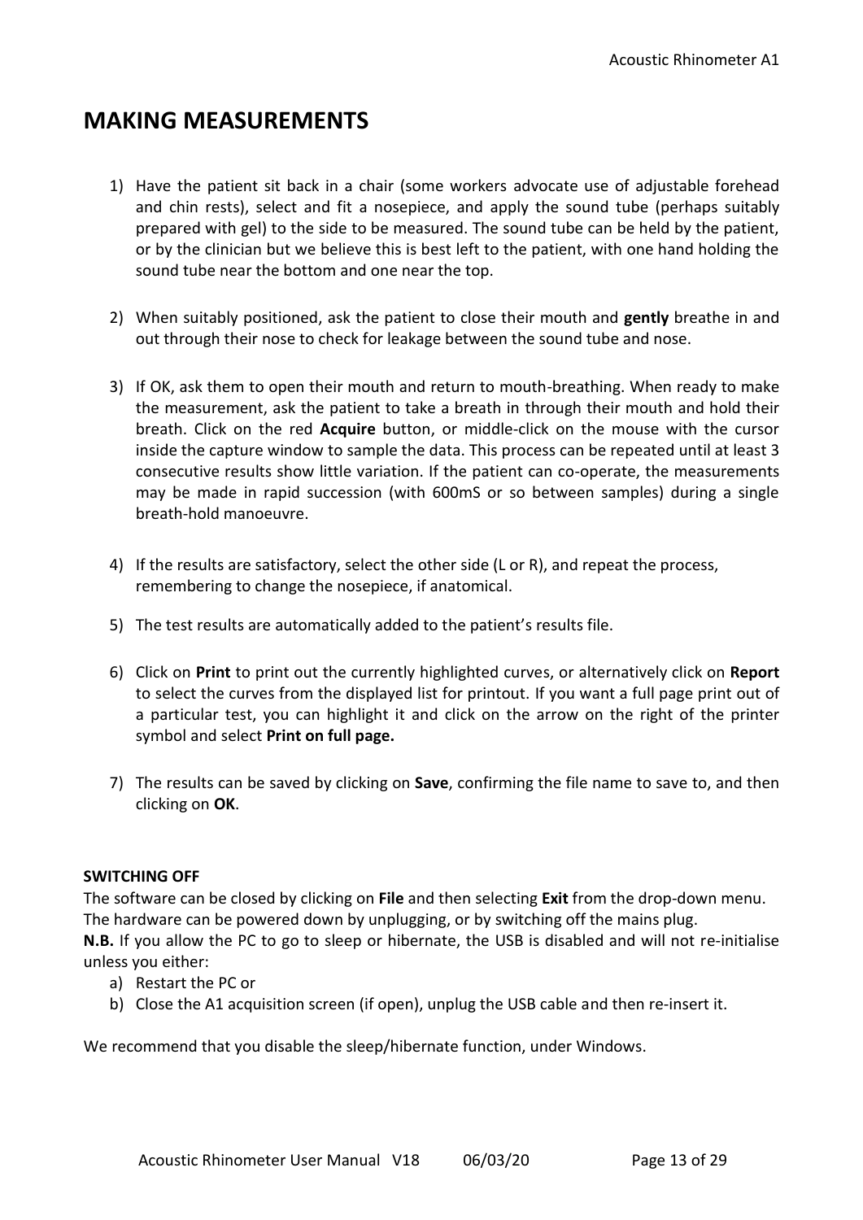# MAKING MEASUREMENTS

1) Have the patient sit back in a chair (some workers advocate use of adjustable forehead and chin rests), select and fit a nosepiece, and apply the sound tube (perhaps suitably prepared with gel) to the side to be measured. The sound tube can be held by the patient, or by the clinician but we believe this is best left to the patient, with one hand holding the sound tube near the bottom and one near the top.

2) When suitably positioned, ask the patient to close their mouth and **gently** breathe in and out through their nose to check for leakage between the sound tube and nose.

3) If OK, ask them to open their mouth and return to mouth-breathing. When ready to make the measurement, ask the patient to take a breath in through their mouth and hold their breath. Click on the red **Acquire** button, or middle-click on the mouse with the cursor inside the capture window to sample the data. This process can be repeated until at least 3 consecutive results show little variation. If the patient can co-operate, the measurements may be made in rapid succession (with 600mS or so between samples) during a single breath-hold manoeuvre.

4) If the results are satisfactory, select the other side (L or R), and repeat the process, remembering to change the nosepiece, if anatomical.

5) The test results are automatically added to the patient's results file.

6) Click on **Print** to print out the currently highlighted curves, or alternatively click on **Report** to select the curves from the displayed list for printout. If you want a full page print out of a particular test, you can highlight it and click on the arrow on the right of the printer symbol and select **Print on full page.**

7) The results can be saved by clicking on **Save**, confirming the file name to save to, and then clicking on **OK**.

**SWITCHING OFF**

The software can be closed by clicking on **File** and then selecting **Exit** from the drop-down menu.
The hardware can be powered down by unplugging, or by switching off the mains plug.
**N.B.** If you allow the PC to go to sleep or hibernate, the USB is disabled and will not re-initialise unless you either:

a) Restart the PC or
b) Close the A1 acquisition screen (if open), unplug the USB cable and then re-insert it.

We recommend that you disable the sleep/hibernate function, under Windows.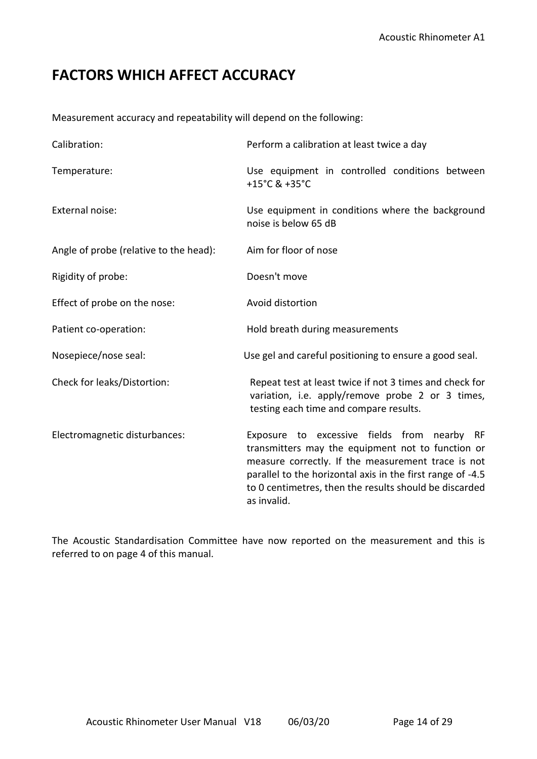# FACTORS WHICH AFFECT ACCURACY

Measurement accuracy and repeatability will depend on the following:

| | |
|---|---|
| Calibration: | Perform a calibration at least twice a day |
| Temperature: | Use equipment in controlled conditions between +15°C & +35°C |
| External noise: | Use equipment in conditions where the background noise is below 65 dB |
| Angle of probe (relative to the head): | Aim for floor of nose |
| Rigidity of probe: | Doesn't move |
| Effect of probe on the nose: | Avoid distortion |
| Patient co-operation: | Hold breath during measurements |
| Nosepiece/nose seal: | Use gel and careful positioning to ensure a good seal. |
| Check for leaks/Distortion: | Repeat test at least twice if not 3 times and check for variation, i.e. apply/remove probe 2 or 3 times, testing each time and compare results. |
| Electromagnetic disturbances: | Exposure to excessive fields from nearby RF transmitters may the equipment not to function or measure correctly. If the measurement trace is not parallel to the horizontal axis in the first range of -4.5 to 0 centimetres, then the results should be discarded as invalid. |

The Acoustic Standardisation Committee have now reported on the measurement and this is referred to on page 4 of this manual.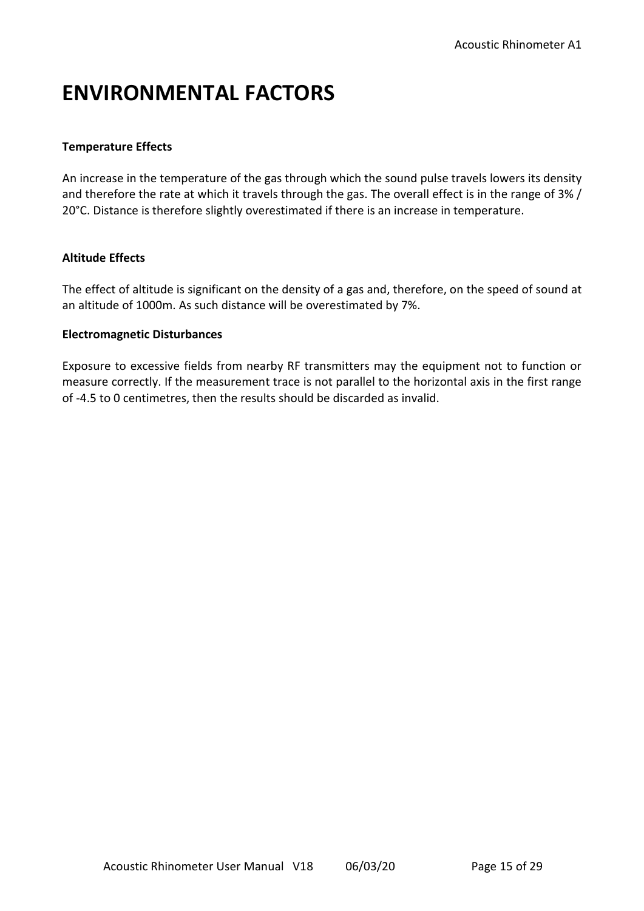# ENVIRONMENTAL FACTORS

**Temperature Effects**

An increase in the temperature of the gas through which the sound pulse travels lowers its density and therefore the rate at which it travels through the gas. The overall effect is in the range of 3% / 20°C. Distance is therefore slightly overestimated if there is an increase in temperature.

**Altitude Effects**

The effect of altitude is significant on the density of a gas and, therefore, on the speed of sound at an altitude of 1000m. As such distance will be overestimated by 7%.

**Electromagnetic Disturbances**

Exposure to excessive fields from nearby RF transmitters may the equipment not to function or measure correctly. If the measurement trace is not parallel to the horizontal axis in the first range of -4.5 to 0 centimetres, then the results should be discarded as invalid.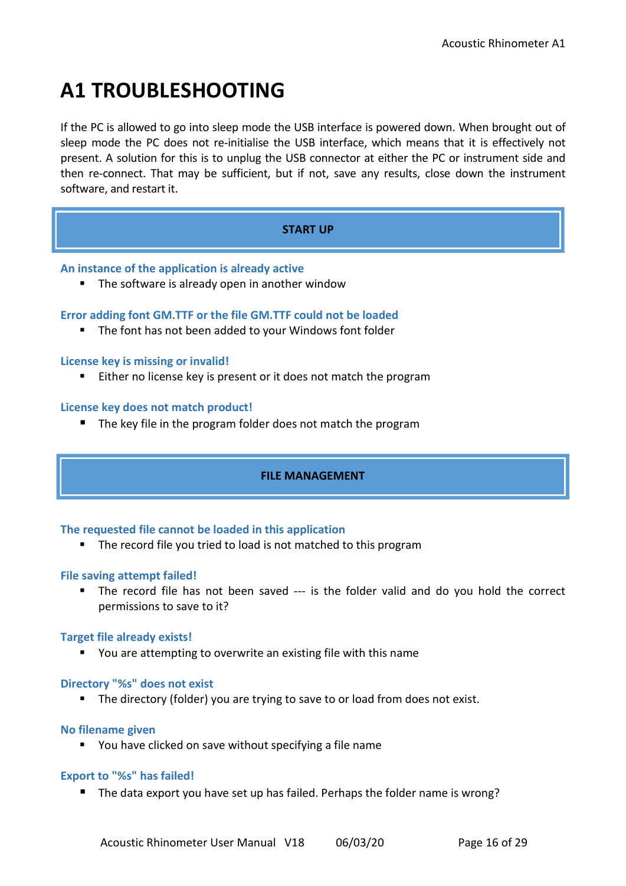# A1 TROUBLESHOOTING

If the PC is allowed to go into sleep mode the USB interface is powered down. When brought out of sleep mode the PC does not re-initialise the USB interface, which means that it is effectively not present. A solution for this is to unplug the USB connector at either the PC or instrument side and then re-connect. That may be sufficient, but if not, save any results, close down the instrument software, and restart it.

## START UP

### An instance of the application is already active

- The software is already open in another window

### Error adding font GM.TTF or the file GM.TTF could not be loaded

- The font has not been added to your Windows font folder

### License key is missing or invalid!

- Either no license key is present or it does not match the program

### License key does not match product!

- The key file in the program folder does not match the program

## FILE MANAGEMENT

### The requested file cannot be loaded in this application

- The record file you tried to load is not matched to this program

### File saving attempt failed!

- The record file has not been saved --- is the folder valid and do you hold the correct permissions to save to it?

### Target file already exists!

- You are attempting to overwrite an existing file with this name

### Directory "%s" does not exist

- The directory (folder) you are trying to save to or load from does not exist.

### No filename given

- You have clicked on save without specifying a file name

### Export to "%s" has failed!

- The data export you have set up has failed. Perhaps the folder name is wrong?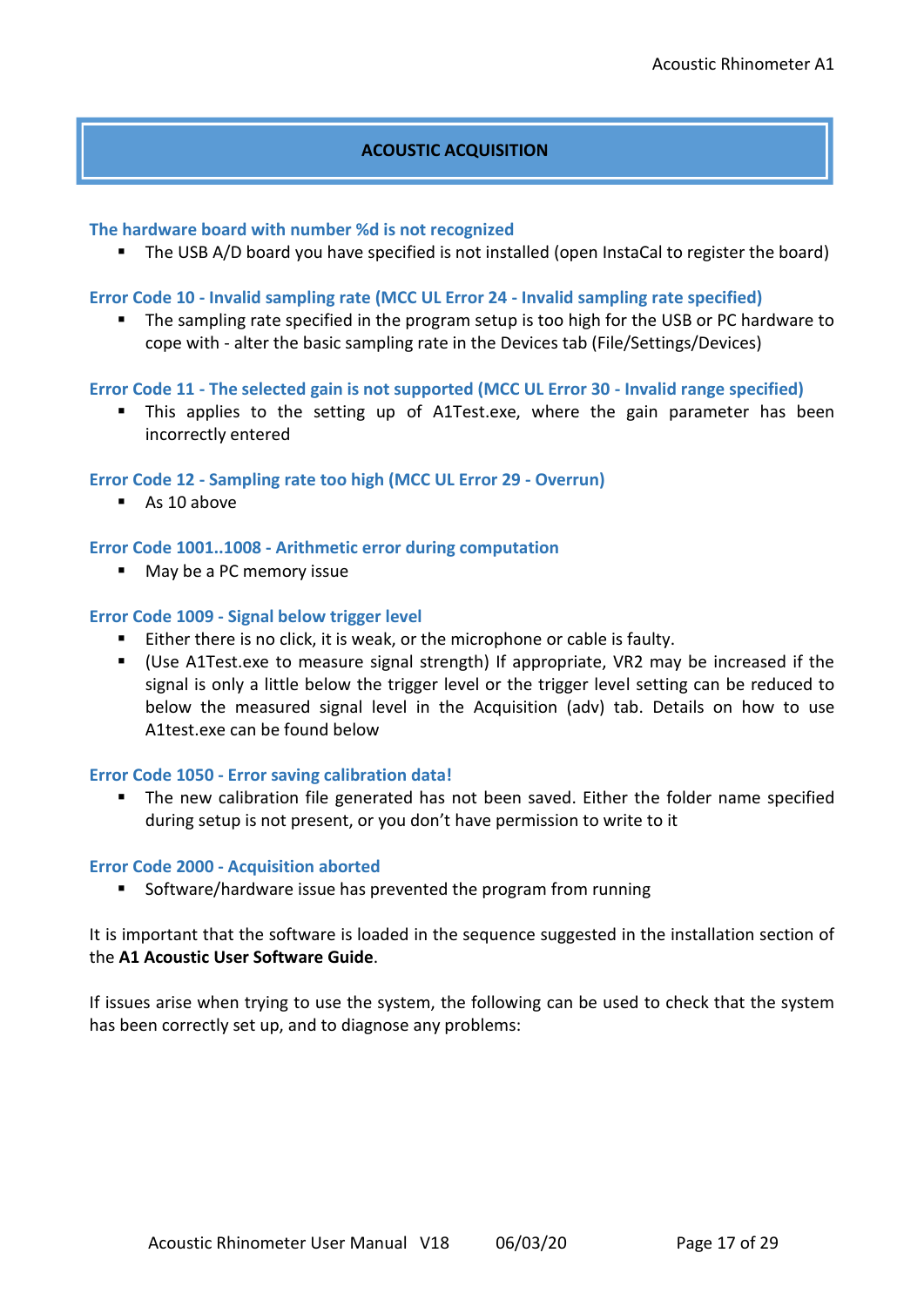## ACOUSTIC ACQUISITION

### The hardware board with number %d is not recognized

- The USB A/D board you have specified is not installed (open InstaCal to register the board)

### Error Code 10 - Invalid sampling rate (MCC UL Error 24 - Invalid sampling rate specified)

- The sampling rate specified in the program setup is too high for the USB or PC hardware to cope with - alter the basic sampling rate in the Devices tab (File/Settings/Devices)

### Error Code 11 - The selected gain is not supported (MCC UL Error 30 - Invalid range specified)

- This applies to the setting up of A1Test.exe, where the gain parameter has been incorrectly entered

### Error Code 12 - Sampling rate too high (MCC UL Error 29 - Overrun)

- As 10 above

### Error Code 1001..1008 - Arithmetic error during computation

- May be a PC memory issue

### Error Code 1009 - Signal below trigger level

- Either there is no click, it is weak, or the microphone or cable is faulty.
- (Use A1Test.exe to measure signal strength) If appropriate, VR2 may be increased if the signal is only a little below the trigger level or the trigger level setting can be reduced to below the measured signal level in the Acquisition (adv) tab. Details on how to use A1test.exe can be found below

### Error Code 1050 - Error saving calibration data!

- The new calibration file generated has not been saved. Either the folder name specified during setup is not present, or you don't have permission to write to it

### Error Code 2000 - Acquisition aborted

- Software/hardware issue has prevented the program from running

It is important that the software is loaded in the sequence suggested in the installation section of the **A1 Acoustic User Software Guide**.

If issues arise when trying to use the system, the following can be used to check that the system has been correctly set up, and to diagnose any problems: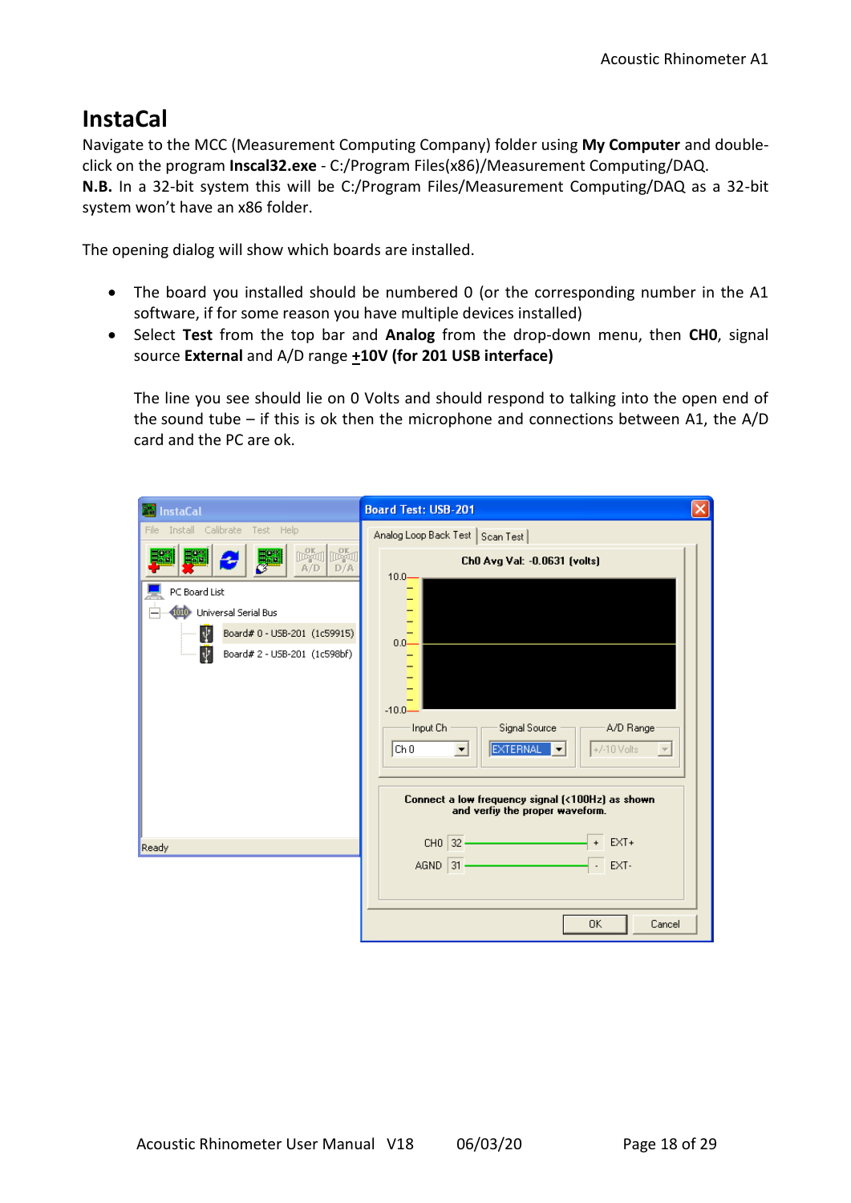## InstaCal

Navigate to the MCC (Measurement Computing Company) folder using **My Computer** and double-click on the program **Inscal32.exe** - C:/Program Files(x86)/Measurement Computing/DAQ.
**N.B.** In a 32-bit system this will be C:/Program Files/Measurement Computing/DAQ as a 32-bit system won't have an x86 folder.

The opening dialog will show which boards are installed.

- The board you installed should be numbered 0 (or the corresponding number in the A1 software, if for some reason you have multiple devices installed)
- Select **Test** from the top bar and **Analog** from the drop-down menu, then **CH0**, signal source **External** and A/D range **+10V (for 201 USB interface)**

  The line you see should lie on 0 Volts and should respond to talking into the open end of the sound tube – if this is ok then the microphone and connections between A1, the A/D card and the PC are ok.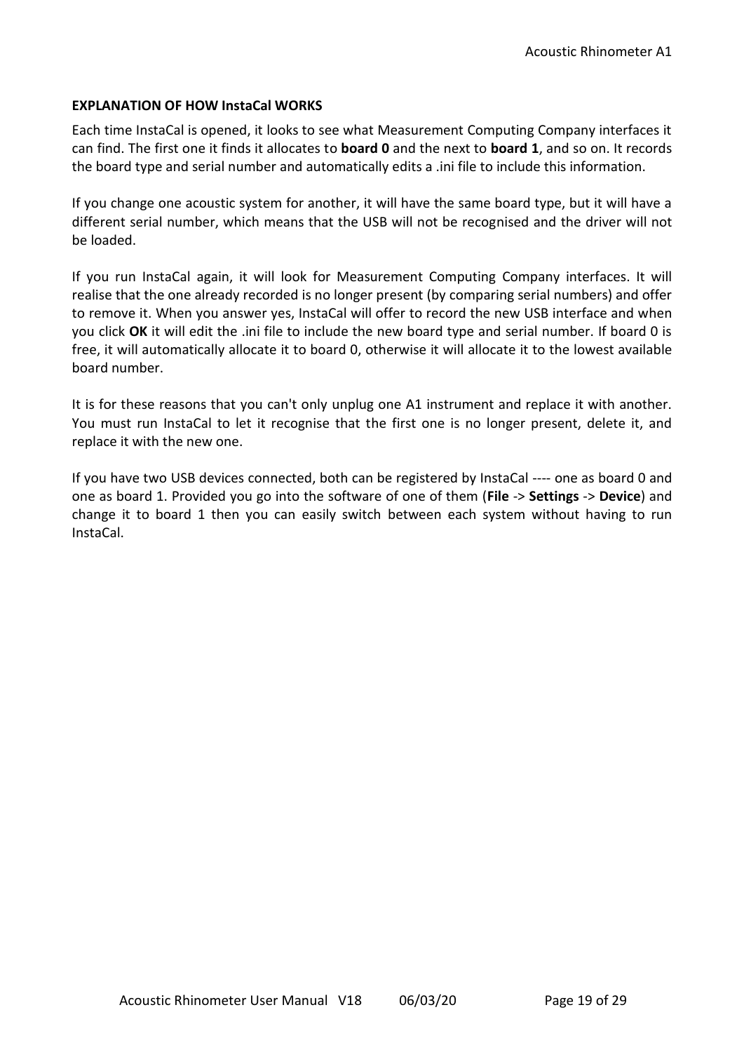**EXPLANATION OF HOW InstaCal WORKS**

Each time InstaCal is opened, it looks to see what Measurement Computing Company interfaces it can find. The first one it finds it allocates to **board 0** and the next to **board 1**, and so on. It records the board type and serial number and automatically edits a .ini file to include this information.

If you change one acoustic system for another, it will have the same board type, but it will have a different serial number, which means that the USB will not be recognised and the driver will not be loaded.

If you run InstaCal again, it will look for Measurement Computing Company interfaces. It will realise that the one already recorded is no longer present (by comparing serial numbers) and offer to remove it. When you answer yes, InstaCal will offer to record the new USB interface and when you click **OK** it will edit the .ini file to include the new board type and serial number. If board 0 is free, it will automatically allocate it to board 0, otherwise it will allocate it to the lowest available board number.

It is for these reasons that you can't only unplug one A1 instrument and replace it with another. You must run InstaCal to let it recognise that the first one is no longer present, delete it, and replace it with the new one.

If you have two USB devices connected, both can be registered by InstaCal ---- one as board 0 and one as board 1. Provided you go into the software of one of them (**File** -> **Settings** -> **Device**) and change it to board 1 then you can easily switch between each system without having to run InstaCal.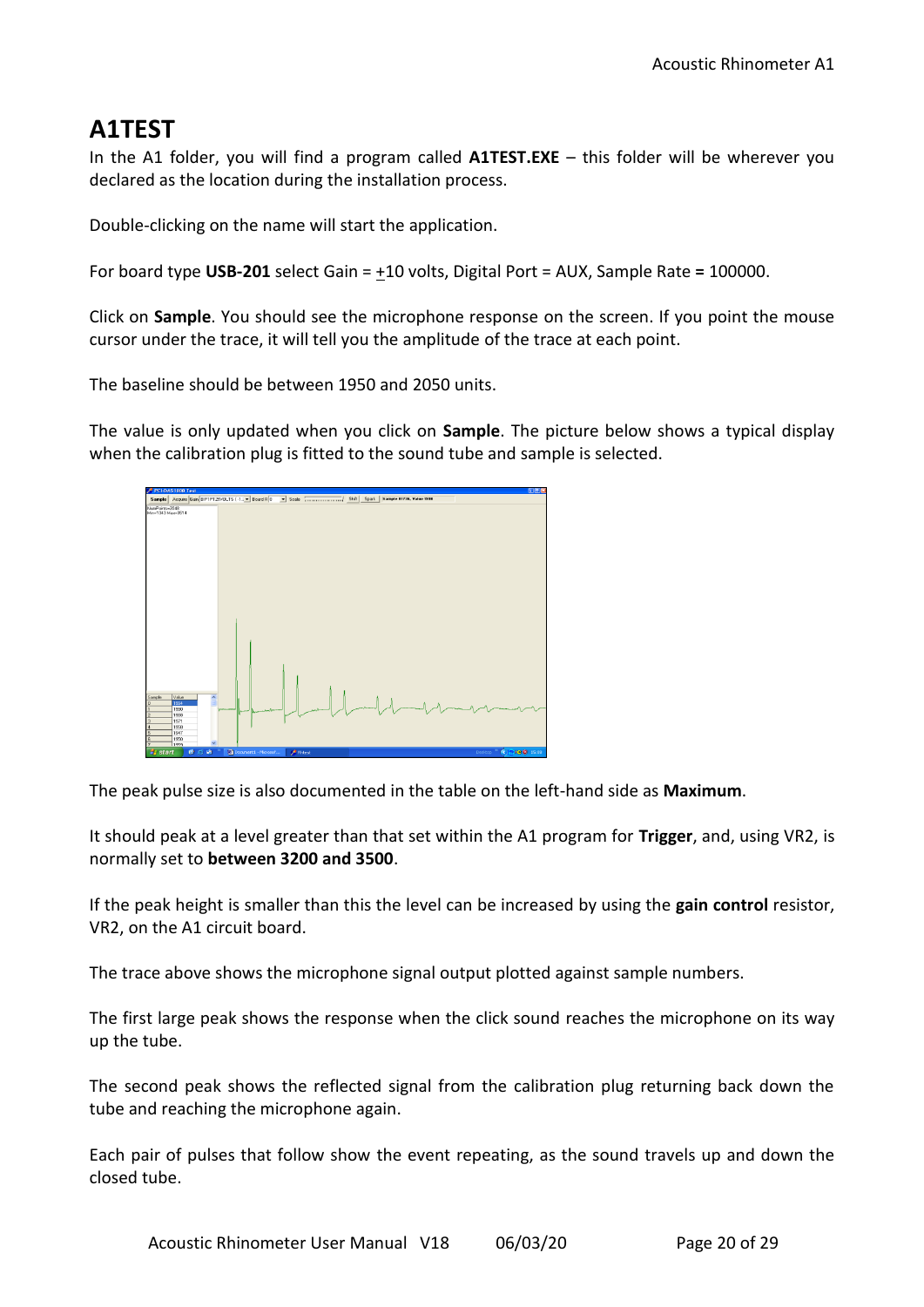# A1TEST

In the A1 folder, you will find a program called **A1TEST.EXE** – this folder will be wherever you declared as the location during the installation process.

Double-clicking on the name will start the application.

For board type **USB-201** select Gain = ±10 volts, Digital Port = AUX, Sample Rate **=** 100000.

Click on **Sample**. You should see the microphone response on the screen. If you point the mouse cursor under the trace, it will tell you the amplitude of the trace at each point.

The baseline should be between 1950 and 2050 units.

The value is only updated when you click on **Sample**. The picture below shows a typical display when the calibration plug is fitted to the sound tube and sample is selected.

The peak pulse size is also documented in the table on the left-hand side as **Maximum**.

It should peak at a level greater than that set within the A1 program for **Trigger**, and, using VR2, is normally set to **between 3200 and 3500**.

If the peak height is smaller than this the level can be increased by using the **gain control** resistor, VR2, on the A1 circuit board.

The trace above shows the microphone signal output plotted against sample numbers.

The first large peak shows the response when the click sound reaches the microphone on its way up the tube.

The second peak shows the reflected signal from the calibration plug returning back down the tube and reaching the microphone again.

Each pair of pulses that follow show the event repeating, as the sound travels up and down the closed tube.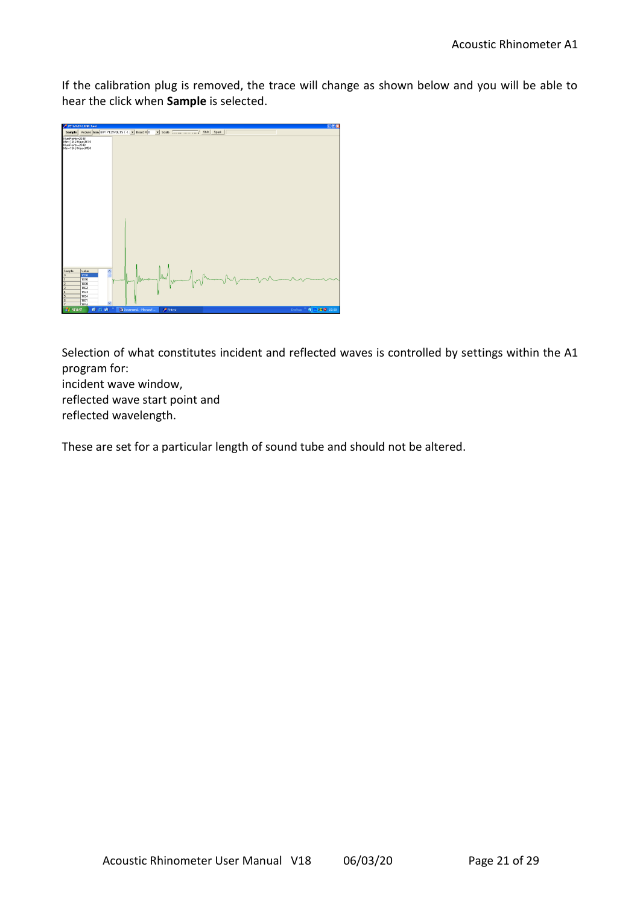If the calibration plug is removed, the trace will change as shown below and you will be able to hear the click when **Sample** is selected.

Selection of what constitutes incident and reflected waves is controlled by settings within the A1 program for:
incident wave window,
reflected wave start point and
reflected wavelength.

These are set for a particular length of sound tube and should not be altered.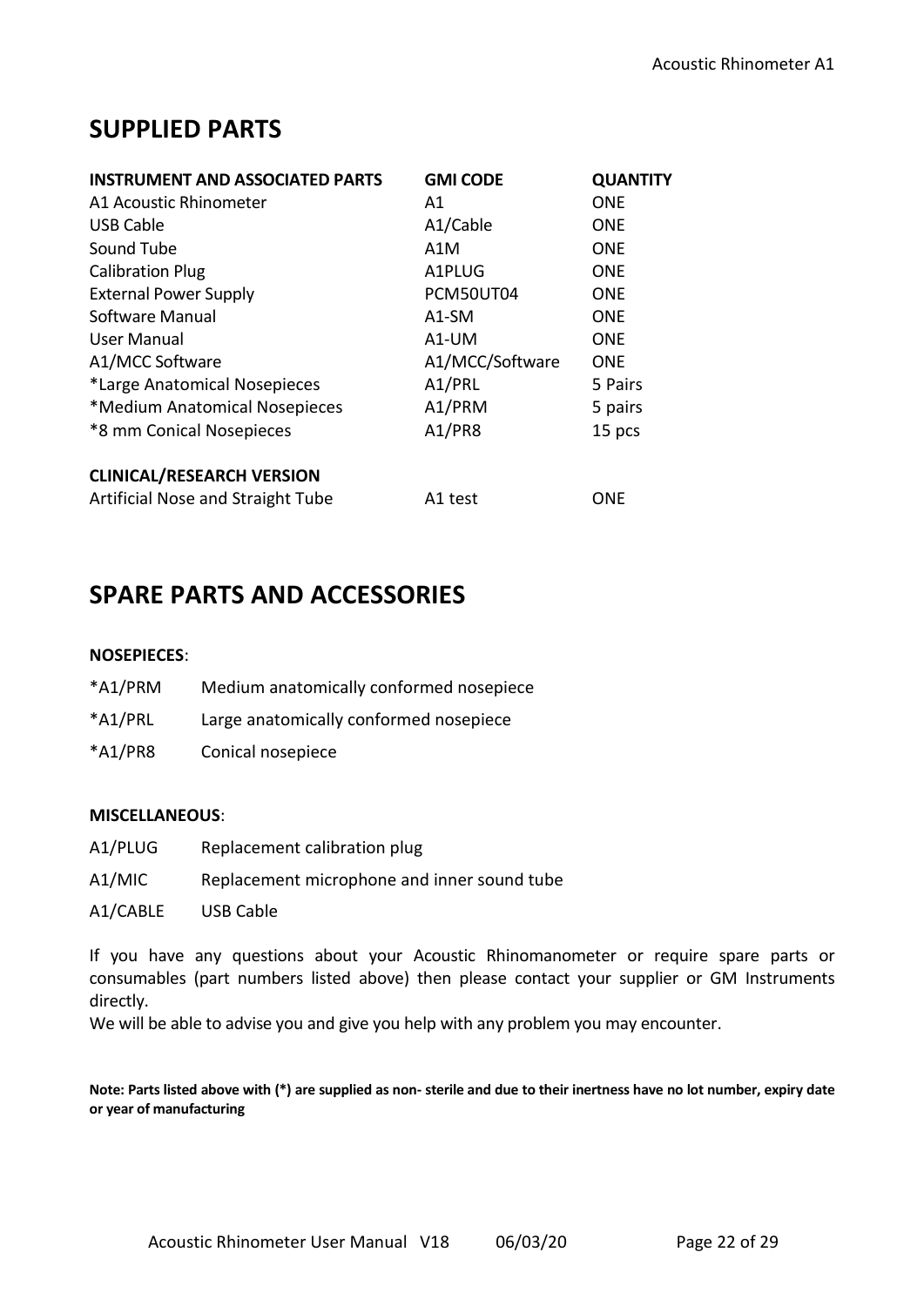## SUPPLIED PARTS

| INSTRUMENT AND ASSOCIATED PARTS | GMI CODE | QUANTITY |
|---|---|---|
| A1 Acoustic Rhinometer | A1 | ONE |
| USB Cable | A1/Cable | ONE |
| Sound Tube | A1M | ONE |
| Calibration Plug | A1PLUG | ONE |
| External Power Supply | PCM50UT04 | ONE |
| Software Manual | A1-SM | ONE |
| User Manual | A1-UM | ONE |
| A1/MCC Software | A1/MCC/Software | ONE |
| *Large Anatomical Nosepieces | A1/PRL | 5 Pairs |
| *Medium Anatomical Nosepieces | A1/PRM | 5 pairs |
| *8 mm Conical Nosepieces | A1/PR8 | 15 pcs |
| **CLINICAL/RESEARCH VERSION** | | |
| Artificial Nose and Straight Tube | A1 test | ONE |

## SPARE PARTS AND ACCESSORIES

**NOSEPIECES**:

| | |
|---|---|
| *A1/PRM | Medium anatomically conformed nosepiece |
| *A1/PRL | Large anatomically conformed nosepiece |
| *A1/PR8 | Conical nosepiece |

**MISCELLANEOUS**:

| | |
|---|---|
| A1/PLUG | Replacement calibration plug |
| A1/MIC | Replacement microphone and inner sound tube |
| A1/CABLE | USB Cable |

If you have any questions about your Acoustic Rhinomanometer or require spare parts or consumables (part numbers listed above) then please contact your supplier or GM Instruments directly.
We will be able to advise you and give you help with any problem you may encounter.

**Note: Parts listed above with (*) are supplied as non- sterile and due to their inertness have no lot number, expiry date or year of manufacturing**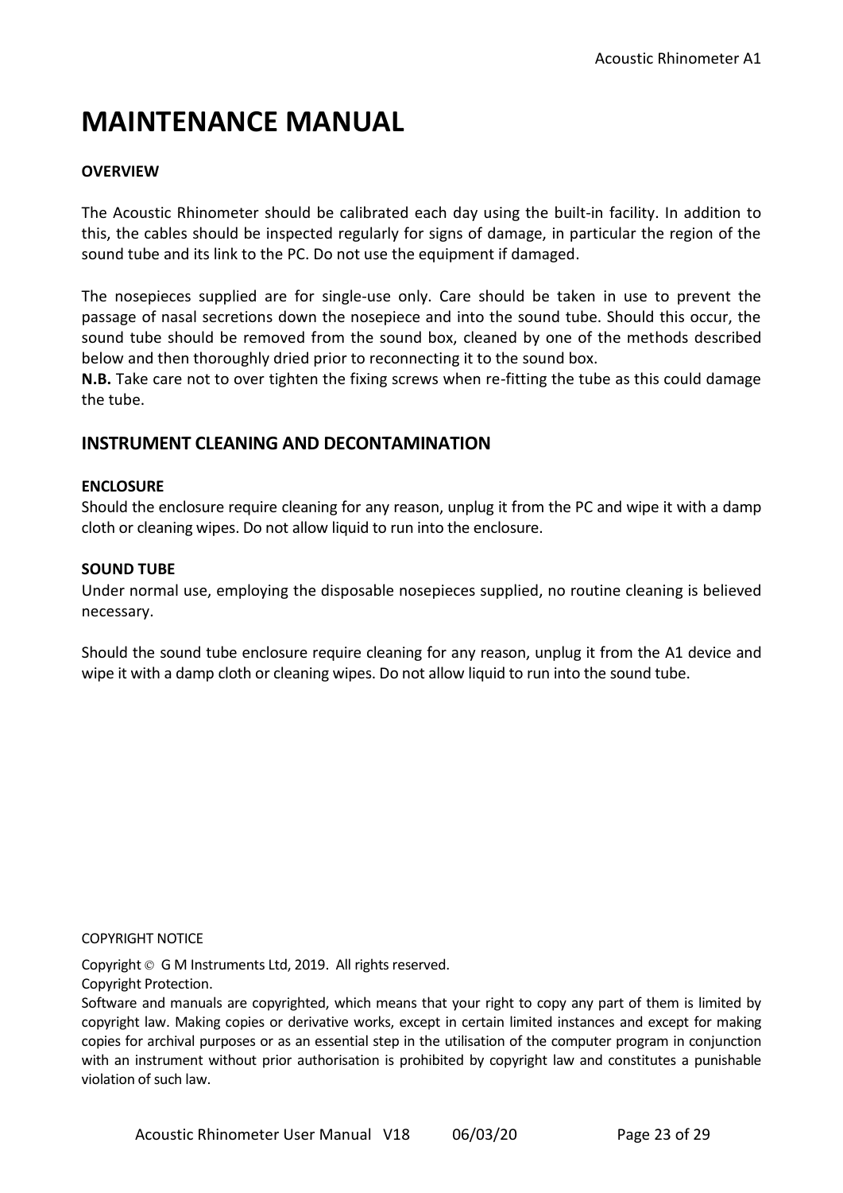# MAINTENANCE MANUAL

**OVERVIEW**

The Acoustic Rhinometer should be calibrated each day using the built-in facility. In addition to this, the cables should be inspected regularly for signs of damage, in particular the region of the sound tube and its link to the PC. Do not use the equipment if damaged.

The nosepieces supplied are for single-use only. Care should be taken in use to prevent the passage of nasal secretions down the nosepiece and into the sound tube. Should this occur, the sound tube should be removed from the sound box, cleaned by one of the methods described below and then thoroughly dried prior to reconnecting it to the sound box.

**N.B.** Take care not to over tighten the fixing screws when re-fitting the tube as this could damage the tube.

## INSTRUMENT CLEANING AND DECONTAMINATION

**ENCLOSURE**

Should the enclosure require cleaning for any reason, unplug it from the PC and wipe it with a damp cloth or cleaning wipes. Do not allow liquid to run into the enclosure.

**SOUND TUBE**

Under normal use, employing the disposable nosepieces supplied, no routine cleaning is believed necessary.

Should the sound tube enclosure require cleaning for any reason, unplug it from the A1 device and wipe it with a damp cloth or cleaning wipes. Do not allow liquid to run into the sound tube.

COPYRIGHT NOTICE

Copyright © G M Instruments Ltd, 2019. All rights reserved.

Copyright Protection.

Software and manuals are copyrighted, which means that your right to copy any part of them is limited by copyright law. Making copies or derivative works, except in certain limited instances and except for making copies for archival purposes or as an essential step in the utilisation of the computer program in conjunction with an instrument without prior authorisation is prohibited by copyright law and constitutes a punishable violation of such law.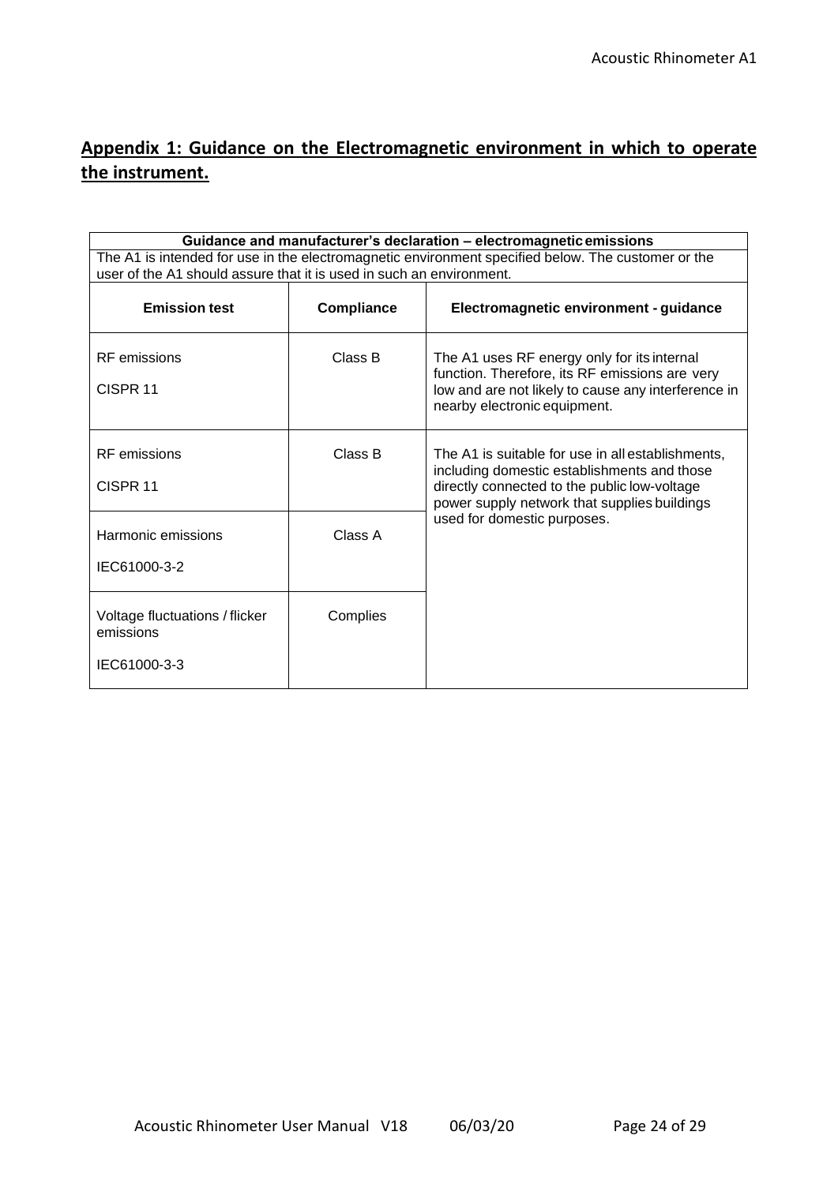## Appendix 1: Guidance on the Electromagnetic environment in which to operate the instrument.

**Guidance and manufacturer's declaration – electromagnetic emissions**

The A1 is intended for use in the electromagnetic environment specified below. The customer or the user of the A1 should assure that it is used in such an environment.

| Emission test | Compliance | Electromagnetic environment - guidance |
|---|---|---|
| RF emissions<br>CISPR 11 | Class B | The A1 uses RF energy only for its internal function. Therefore, its RF emissions are very low and are not likely to cause any interference in nearby electronic equipment. |
| RF emissions<br>CISPR 11 | Class B | The A1 is suitable for use in all establishments, including domestic establishments and those directly connected to the public low-voltage power supply network that supplies buildings used for domestic purposes. |
| Harmonic emissions<br>IEC61000-3-2 | Class A | |
| Voltage fluctuations / flicker emissions<br>IEC61000-3-3 | Complies | |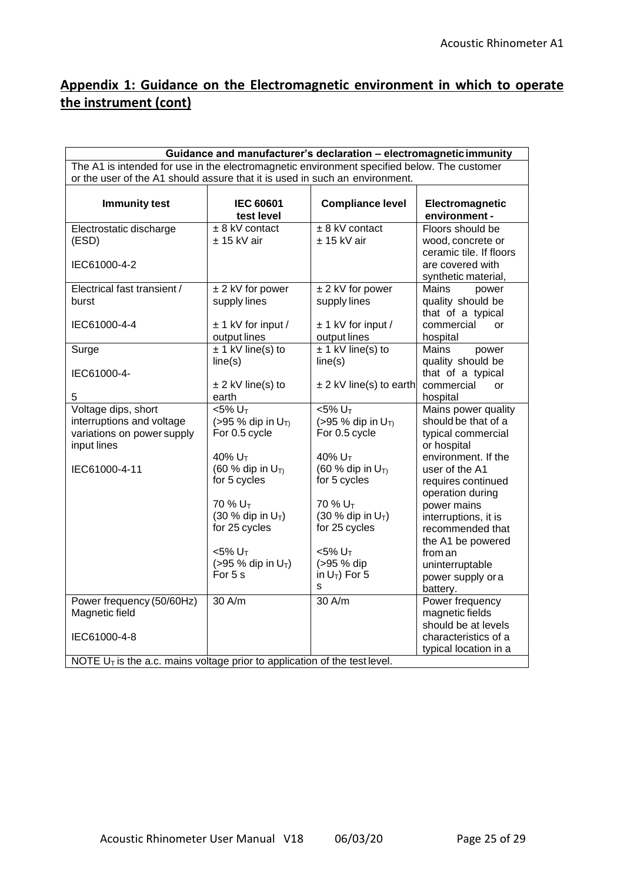## Appendix 1: Guidance on the Electromagnetic environment in which to operate the instrument (cont)

| Guidance and manufacturer's declaration – electromagnetic immunity | | | |
|---|---|---|---|
| The A1 is intended for use in the electromagnetic environment specified below. The customer or the user of the A1 should assure that it is used in such an environment. | | | |
| **Immunity test** | **IEC 60601 test level** | **Compliance level** | **Electromagnetic environment -** |
| Electrostatic discharge (ESD)<br><br>IEC61000-4-2 | ± 8 kV contact<br>± 15 kV air | ± 8 kV contact<br>± 15 kV air | Floors should be wood, concrete or ceramic tile. If floors are covered with synthetic material, |
| Electrical fast transient / burst<br><br>IEC61000-4-4 | ± 2 kV for power supply lines<br><br>± 1 kV for input / output lines | ± 2 kV for power supply lines<br><br>± 1 kV for input / output lines | Mains power quality should be that of a typical commercial or hospital |
| Surge<br><br>IEC61000-4-5 | ± 1 kV line(s) to line(s)<br><br>± 2 kV line(s) to earth | ± 1 kV line(s) to line(s)<br><br>± 2 kV line(s) to earth | Mains power quality should be that of a typical commercial or hospital |
| Voltage dips, short interruptions and voltage variations on power supply input lines<br><br>IEC61000-4-11 | <5% $U_T$ (>95 % dip in $U_T$) For 0.5 cycle<br><br>40% $U_T$ (60 % dip in $U_T$) for 5 cycles<br><br>70 % $U_T$ (30 % dip in $U_T$) for 25 cycles<br><br><5% $U_T$ (>95 % dip in $U_T$) For 5 s | <5% $U_T$ (>95 % dip in $U_T$) For 0.5 cycle<br><br>40% $U_T$ (60 % dip in $U_T$) for 5 cycles<br><br>70 % $U_T$ (30 % dip in $U_T$) for 25 cycles<br><br><5% $U_T$ (>95 % dip in $U_T$) For 5 s | Mains power quality should be that of a typical commercial or hospital environment. If the user of the A1 requires continued operation during power mains interruptions, it is recommended that the A1 be powered from an uninterruptable power supply or a battery. |
| Power frequency (50/60Hz) Magnetic field<br><br>IEC61000-4-8 | 30 A/m | 30 A/m | Power frequency magnetic fields should be at levels characteristics of a typical location in a |
| NOTE $U_T$ is the a.c. mains voltage prior to application of the test level. | | | |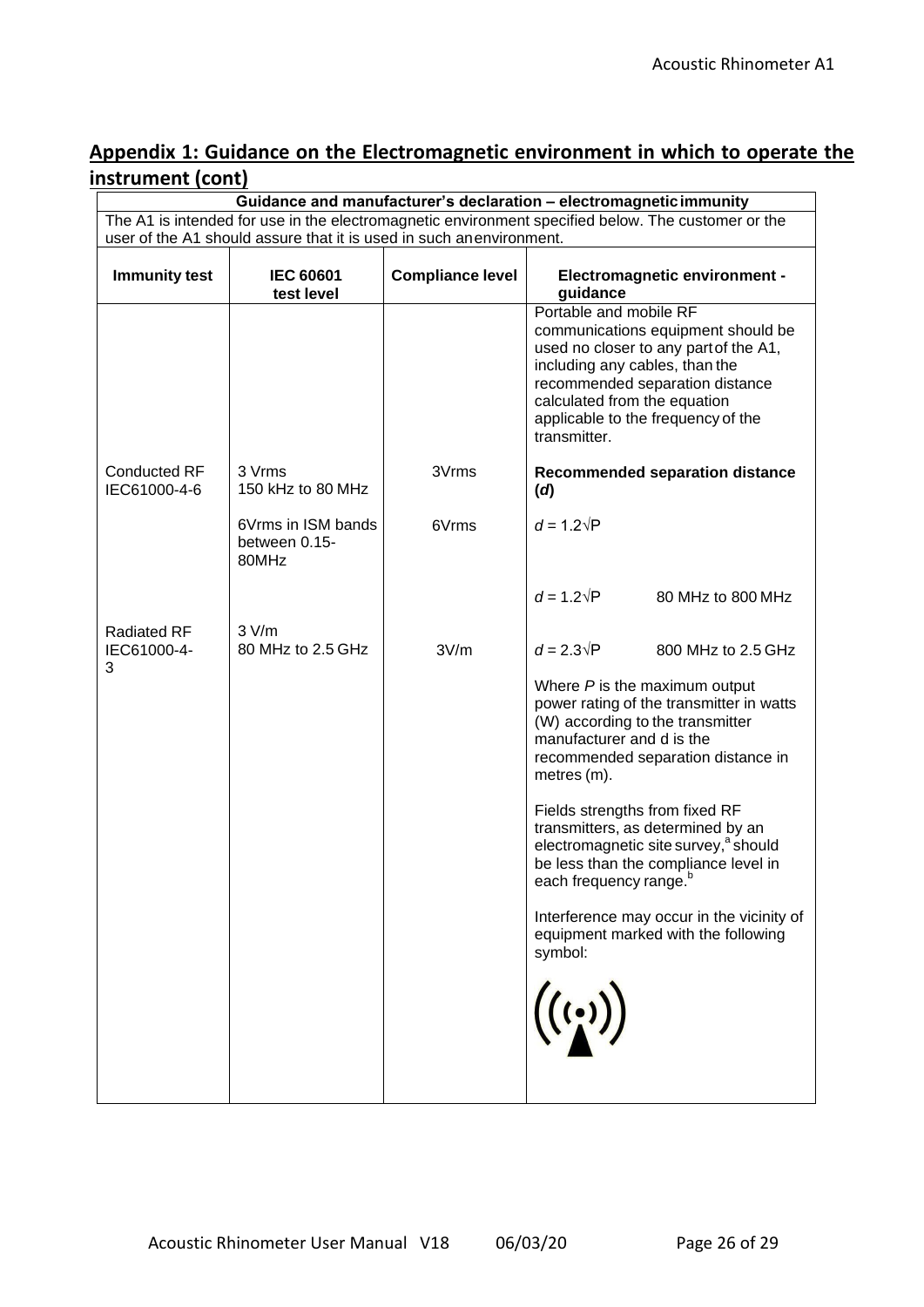## Appendix 1: Guidance on the Electromagnetic environment in which to operate the instrument (cont)

| Guidance and manufacturer's declaration – electromagnetic immunity | | | |
|---|---|---|---|
| The A1 is intended for use in the electromagnetic environment specified below. The customer or the user of the A1 should assure that it is used in such an environment. | | | |
| **Immunity test** | **IEC 60601 test level** | **Compliance level** | **Electromagnetic environment - guidance** |
| | | | Portable and mobile RF communications equipment should be used no closer to any part of the A1, including any cables, than the recommended separation distance calculated from the equation applicable to the frequency of the transmitter. |
| Conducted RF IEC61000-4-6 | 3 Vrms 150 kHz to 80 MHz | 3Vrms | **Recommended separation distance (*d*)** |
| | 6Vrms in ISM bands between 0.15-80MHz | 6Vrms | $d = 1.2\sqrt{P}$ |
| | | | $d = 1.2\sqrt{P}$ 80 MHz to 800 MHz |
| Radiated RF IEC61000-4-3 | 3 V/m 80 MHz to 2.5 GHz | 3V/m | $d = 2.3\sqrt{P}$ 800 MHz to 2.5 GHz |
| | | | Where *P* is the maximum output power rating of the transmitter in watts (W) according to the transmitter manufacturer and d is the recommended separation distance in metres (m). |
| | | | Fields strengths from fixed RF transmitters, as determined by an electromagnetic site survey,[a] should be less than the compliance level in each frequency range.[b] |
| | | | Interference may occur in the vicinity of equipment marked with the following symbol: |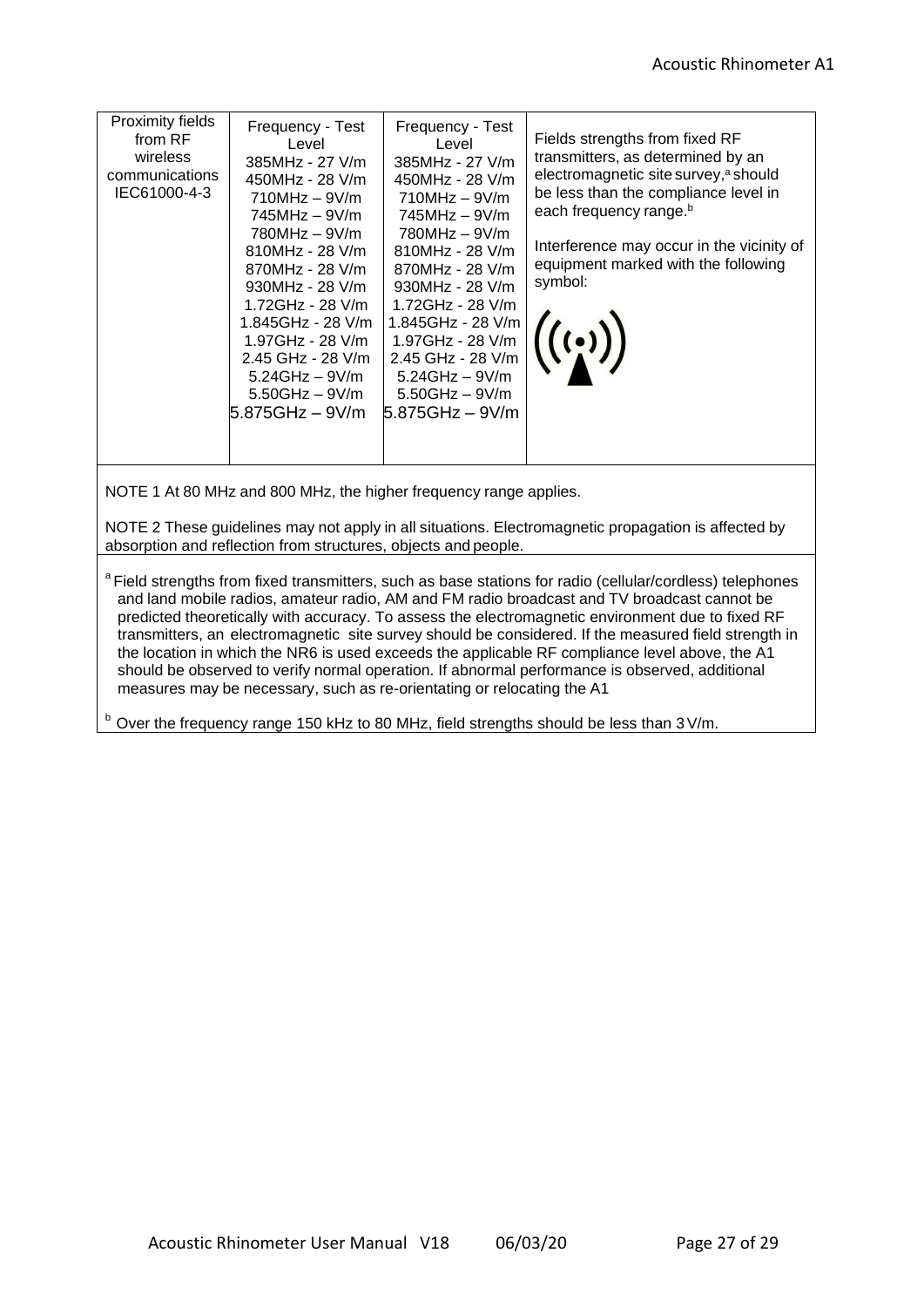| | | | |
|---|---|---|---|
| Proximity fields from RF wireless communications IEC61000-4-3 | Frequency - Test Level<br>385MHz - 27 V/m<br>450MHz - 28 V/m<br>710MHz – 9V/m<br>745MHz – 9V/m<br>780MHz – 9V/m<br>810MHz - 28 V/m<br>870MHz - 28 V/m<br>930MHz - 28 V/m<br>1.72GHz - 28 V/m<br>1.845GHz - 28 V/m<br>1.97GHz - 28 V/m<br>2.45 GHz - 28 V/m<br>5.24GHz – 9V/m<br>5.50GHz – 9V/m<br>5.875GHz – 9V/m | Frequency - Test Level<br>385MHz - 27 V/m<br>450MHz - 28 V/m<br>710MHz – 9V/m<br>745MHz – 9V/m<br>780MHz – 9V/m<br>810MHz - 28 V/m<br>870MHz - 28 V/m<br>930MHz - 28 V/m<br>1.72GHz - 28 V/m<br>1.845GHz - 28 V/m<br>1.97GHz - 28 V/m<br>2.45 GHz - 28 V/m<br>5.24GHz – 9V/m<br>5.50GHz – 9V/m<br>5.875GHz – 9V/m | Fields strengths from fixed RF transmitters, as determined by an electromagnetic site survey,[a] should be less than the compliance level in each frequency range.[b]<br><br>Interference may occur in the vicinity of equipment marked with the following symbol: |

NOTE 1 At 80 MHz and 800 MHz, the higher frequency range applies.

NOTE 2 These guidelines may not apply in all situations. Electromagnetic propagation is affected by absorption and reflection from structures, objects and people.

[a] Field strengths from fixed transmitters, such as base stations for radio (cellular/cordless) telephones and land mobile radios, amateur radio, AM and FM radio broadcast and TV broadcast cannot be predicted theoretically with accuracy. To assess the electromagnetic environment due to fixed RF transmitters, an electromagnetic site survey should be considered. If the measured field strength in the location in which the NR6 is used exceeds the applicable RF compliance level above, the A1 should be observed to verify normal operation. If abnormal performance is observed, additional measures may be necessary, such as re-orientating or relocating the A1

[b] Over the frequency range 150 kHz to 80 MHz, field strengths should be less than 3 V/m.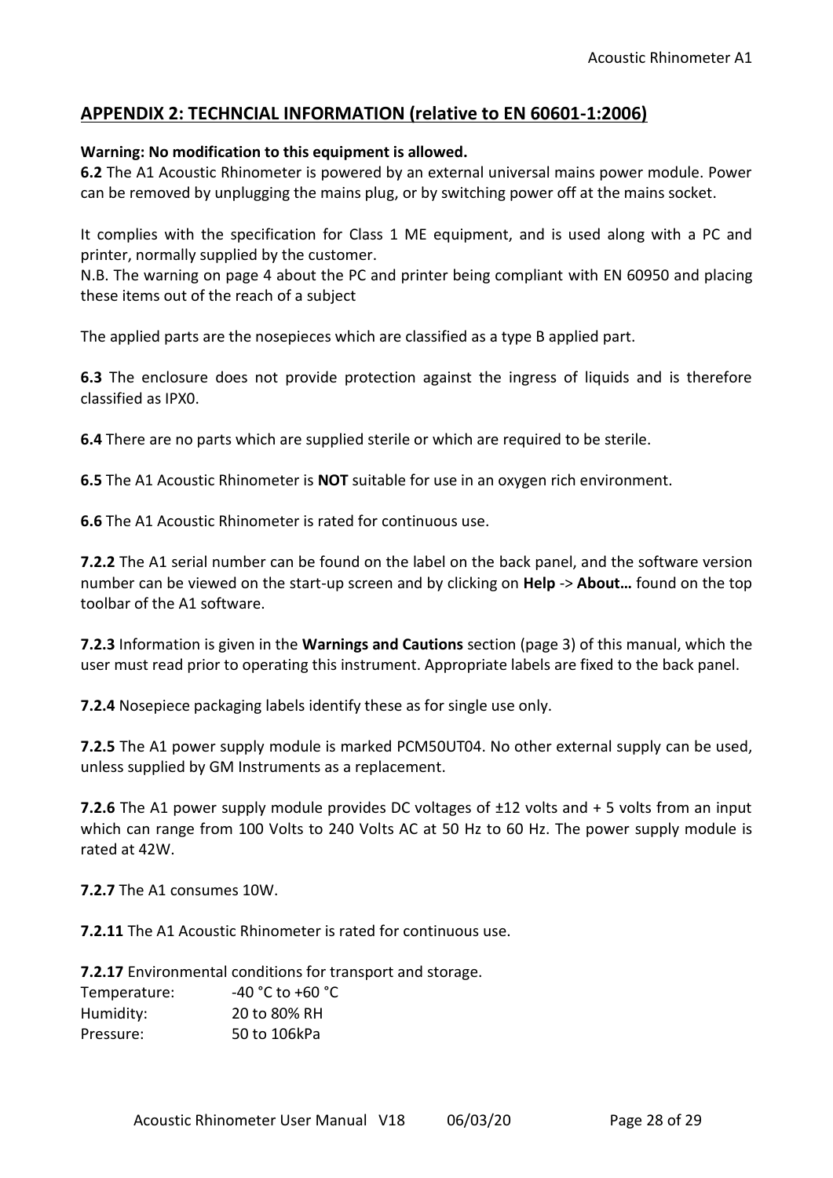## APPENDIX 2: TECHNCIAL INFORMATION (relative to EN 60601-1:2006)

**Warning: No modification to this equipment is allowed.**

**6.2** The A1 Acoustic Rhinometer is powered by an external universal mains power module. Power can be removed by unplugging the mains plug, or by switching power off at the mains socket.

It complies with the specification for Class 1 ME equipment, and is used along with a PC and printer, normally supplied by the customer.
N.B. The warning on page 4 about the PC and printer being compliant with EN 60950 and placing these items out of the reach of a subject

The applied parts are the nosepieces which are classified as a type B applied part.

**6.3** The enclosure does not provide protection against the ingress of liquids and is therefore classified as IPX0.

**6.4** There are no parts which are supplied sterile or which are required to be sterile.

**6.5** The A1 Acoustic Rhinometer is **NOT** suitable for use in an oxygen rich environment.

**6.6** The A1 Acoustic Rhinometer is rated for continuous use.

**7.2.2** The A1 serial number can be found on the label on the back panel, and the software version number can be viewed on the start-up screen and by clicking on **Help** -> **About…** found on the top toolbar of the A1 software.

**7.2.3** Information is given in the **Warnings and Cautions** section (page 3) of this manual, which the user must read prior to operating this instrument. Appropriate labels are fixed to the back panel.

**7.2.4** Nosepiece packaging labels identify these as for single use only.

**7.2.5** The A1 power supply module is marked PCM50UT04. No other external supply can be used, unless supplied by GM Instruments as a replacement.

**7.2.6** The A1 power supply module provides DC voltages of ±12 volts and + 5 volts from an input which can range from 100 Volts to 240 Volts AC at 50 Hz to 60 Hz. The power supply module is rated at 42W.

**7.2.7** The A1 consumes 10W.

**7.2.11** The A1 Acoustic Rhinometer is rated for continuous use.

**7.2.17** Environmental conditions for transport and storage.

| | |
|---|---|
| Temperature: | -40 °C to +60 °C |
| Humidity: | 20 to 80% RH |
| Pressure: | 50 to 106kPa |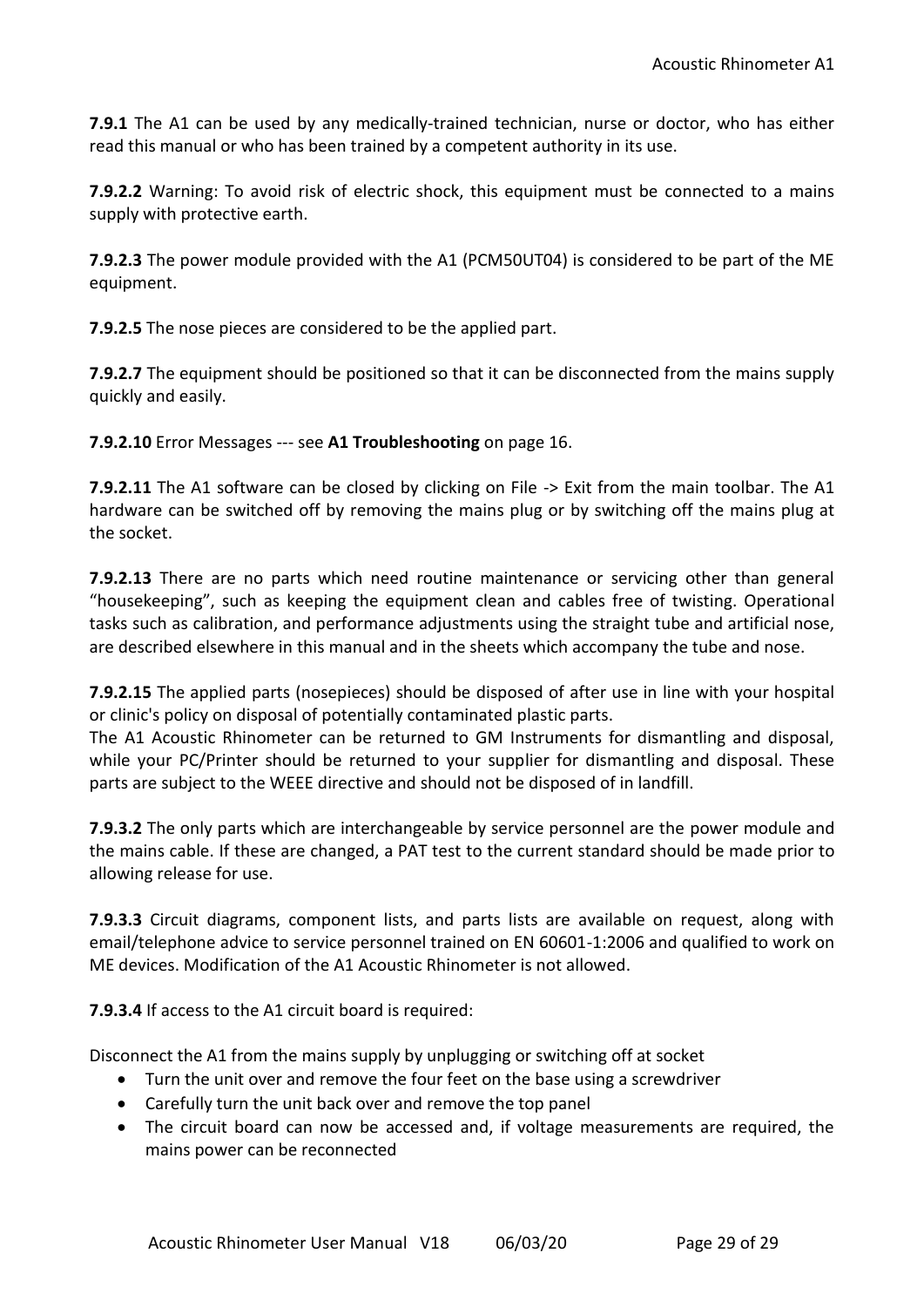**7.9.1** The A1 can be used by any medically-trained technician, nurse or doctor, who has either read this manual or who has been trained by a competent authority in its use.

**7.9.2.2** Warning: To avoid risk of electric shock, this equipment must be connected to a mains supply with protective earth.

**7.9.2.3** The power module provided with the A1 (PCM50UT04) is considered to be part of the ME equipment.

**7.9.2.5** The nose pieces are considered to be the applied part.

**7.9.2.7** The equipment should be positioned so that it can be disconnected from the mains supply quickly and easily.

**7.9.2.10** Error Messages --- see **A1 Troubleshooting** on page 16.

**7.9.2.11** The A1 software can be closed by clicking on File -> Exit from the main toolbar. The A1 hardware can be switched off by removing the mains plug or by switching off the mains plug at the socket.

**7.9.2.13** There are no parts which need routine maintenance or servicing other than general "housekeeping", such as keeping the equipment clean and cables free of twisting. Operational tasks such as calibration, and performance adjustments using the straight tube and artificial nose, are described elsewhere in this manual and in the sheets which accompany the tube and nose.

**7.9.2.15** The applied parts (nosepieces) should be disposed of after use in line with your hospital or clinic's policy on disposal of potentially contaminated plastic parts.
The A1 Acoustic Rhinometer can be returned to GM Instruments for dismantling and disposal, while your PC/Printer should be returned to your supplier for dismantling and disposal. These parts are subject to the WEEE directive and should not be disposed of in landfill.

**7.9.3.2** The only parts which are interchangeable by service personnel are the power module and the mains cable. If these are changed, a PAT test to the current standard should be made prior to allowing release for use.

**7.9.3.3** Circuit diagrams, component lists, and parts lists are available on request, along with email/telephone advice to service personnel trained on EN 60601-1:2006 and qualified to work on ME devices. Modification of the A1 Acoustic Rhinometer is not allowed.

**7.9.3.4** If access to the A1 circuit board is required:

Disconnect the A1 from the mains supply by unplugging or switching off at socket

- Turn the unit over and remove the four feet on the base using a screwdriver
- Carefully turn the unit back over and remove the top panel
- The circuit board can now be accessed and, if voltage measurements are required, the mains power can be reconnected